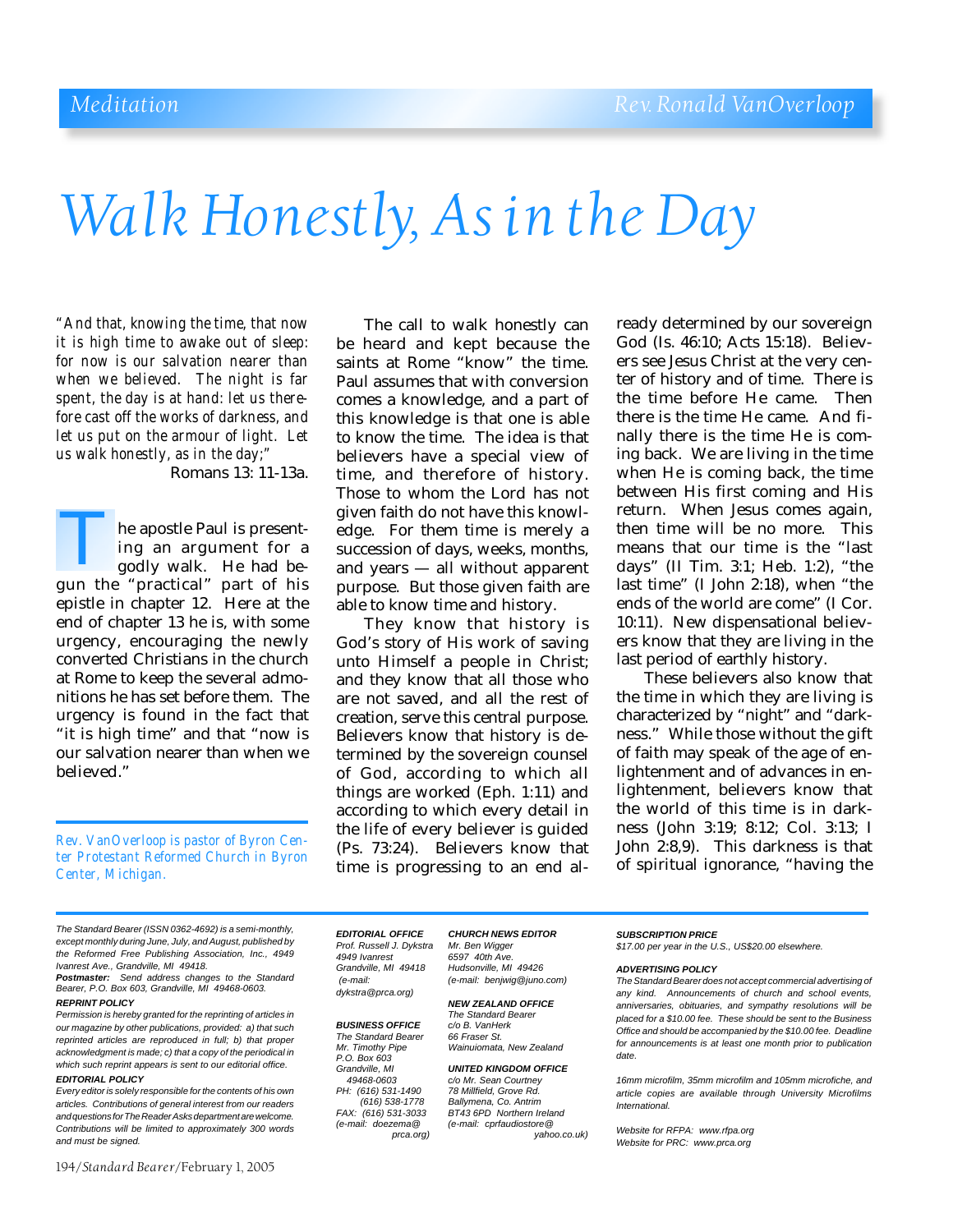Meditation — Rev. Ronald VanOverloop

# Walk Honestly, As in the Day

*"And that, knowing the time, that now it is high time to awake out of sleep: for now is our salvation nearer than when we believed. The night is far spent, the day is at hand: let us therefore cast off the works of darkness, and let us put on the armour of light. Let us walk honestly, as in the day;"*

Romans 13: 11-13a.

The apostle Paul is presenting an argument for a godly walk. He had begun the "practical" part of his epistle in chapter 12. Here at the end of chapter 13 he is, with some urgency, encouraging the newly converted Christians in the church at Rome to keep the several admonitions he has set before them. The urgency is found in the fact that "it is high time" and that "now is our salvation nearer than when we believed."

*Rev. VanOverloop is pastor of Byron Center Protestant Reformed Church in Byron Center, Michigan.*

The call to walk honestly can be heard and kept because the saints at Rome "know" the time. Paul assumes that with conversion comes a knowledge, and a part of this knowledge is that one is able to know the time. The idea is that believers have a special view of time, and therefore of history. Those to whom the Lord has not given faith do not have this knowledge. For them time is merely a succession of days, weeks, months, and years — all without apparent purpose. But those given faith are able to know time and history.

They know that history is God's story of His work of saving unto Himself a people in Christ; and they know that all those who are not saved, and all the rest of creation, serve this central purpose. Believers know that history is determined by the sovereign counsel of God, according to which all things are worked (Eph. 1:11) and according to which every detail in the life of every believer is guided (Ps. 73:24). Believers know that time is progressing to an end already determined by our sovereign God (Is. 46:10; Acts 15:18). Believers see Jesus Christ at the very center of history and of time. There is the time before He came. Then there is the time He came. And finally there is the time He is coming back. We are living in the time when He is coming back, the time between His first coming and His return. When Jesus comes again, then time will be no more. This means that our time is the "last days" (II Tim. 3:1; Heb. 1:2), "the last time" (I John 2:18), when "the ends of the world are come" (I Cor. 10:11). New dispensational believers know that they are living in the last period of earthly history.

These believers also know that the time in which they are living is characterized by "night" and "darkness." While those without the gift of faith may speak of the age of enlightenment and of advances in enlightenment, believers know that the world of this time is in darkness (John 3:19; 8:12; Col. 3:13; I John 2:8,9). This darkness is that of spiritual ignorance, "having the

---

*The Standard Bearer (ISSN 0362-4692) is a semi-monthly, except monthly during June, July, and August, published by the Reformed Free Publishing Association, Inc., 4949 Ivanrest Ave., Grandville, MI 49418.*

***Postmaster:*** *Send address changes to the Standard Bearer, P.O. Box 603, Grandville, MI 49468-0603.*

**REPRINT POLICY**

*Permission is hereby granted for the reprinting of articles in our magazine by other publications, provided: a) that such reprinted articles are reproduced in full; b) that proper acknowledgment is made; c) that a copy of the periodical in which such reprint appears is sent to our editorial office.*

**EDITORIAL POLICY**

*Every editor is solely responsible for the contents of his own articles. Contributions of general interest from our readers and questions for The Reader Asks department are welcome. Contributions will be limited to approximately 300 words and must be signed.*

**EDITORIAL OFFICE**
Prof. Russell J. Dykstra
4949 Ivanrest
Grandville, MI 49418
(e-mail: dykstra@prca.org)

**BUSINESS OFFICE**
The Standard Bearer
Mr. Timothy Pipe
P.O. Box 603
Grandville, MI 49468-0603
PH: (616) 531-1490
(616) 538-1778
FAX: (616) 531-3033
(e-mail: doezema@prca.org)

**CHURCH NEWS EDITOR**
Mr. Ben Wigger
6597 40th Ave.
Hudsonville, MI 49426
(e-mail: benjwig@juno.com)

**NEW ZEALAND OFFICE**
The Standard Bearer
c/o B. VanHerk
66 Fraser St.
Wainuiomata, New Zealand

**UNITED KINGDOM OFFICE**
c/o Mr. Sean Courtney
78 Millfield, Grove Rd.
Ballymena, Co. Antrim
BT43 6PD Northern Ireland
(e-mail: cprfaudiostore@yahoo.co.uk)

**SUBSCRIPTION PRICE**
*$17.00 per year in the U.S., US$20.00 elsewhere.*

**ADVERTISING POLICY**
*The Standard Bearer does not accept commercial advertising of any kind. Announcements of church and school events, anniversaries, obituaries, and sympathy resolutions will be placed for a $10.00 fee. These should be sent to the Business Office and should be accompanied by the $10.00 fee. Deadline for announcements is at least one month prior to publication date.*

*16mm microfilm, 35mm microfilm and 105mm microfiche, and article copies are available through University Microfilms International.*

*Website for RFPA: www.rfpa.org*
*Website for PRC: www.prca.org*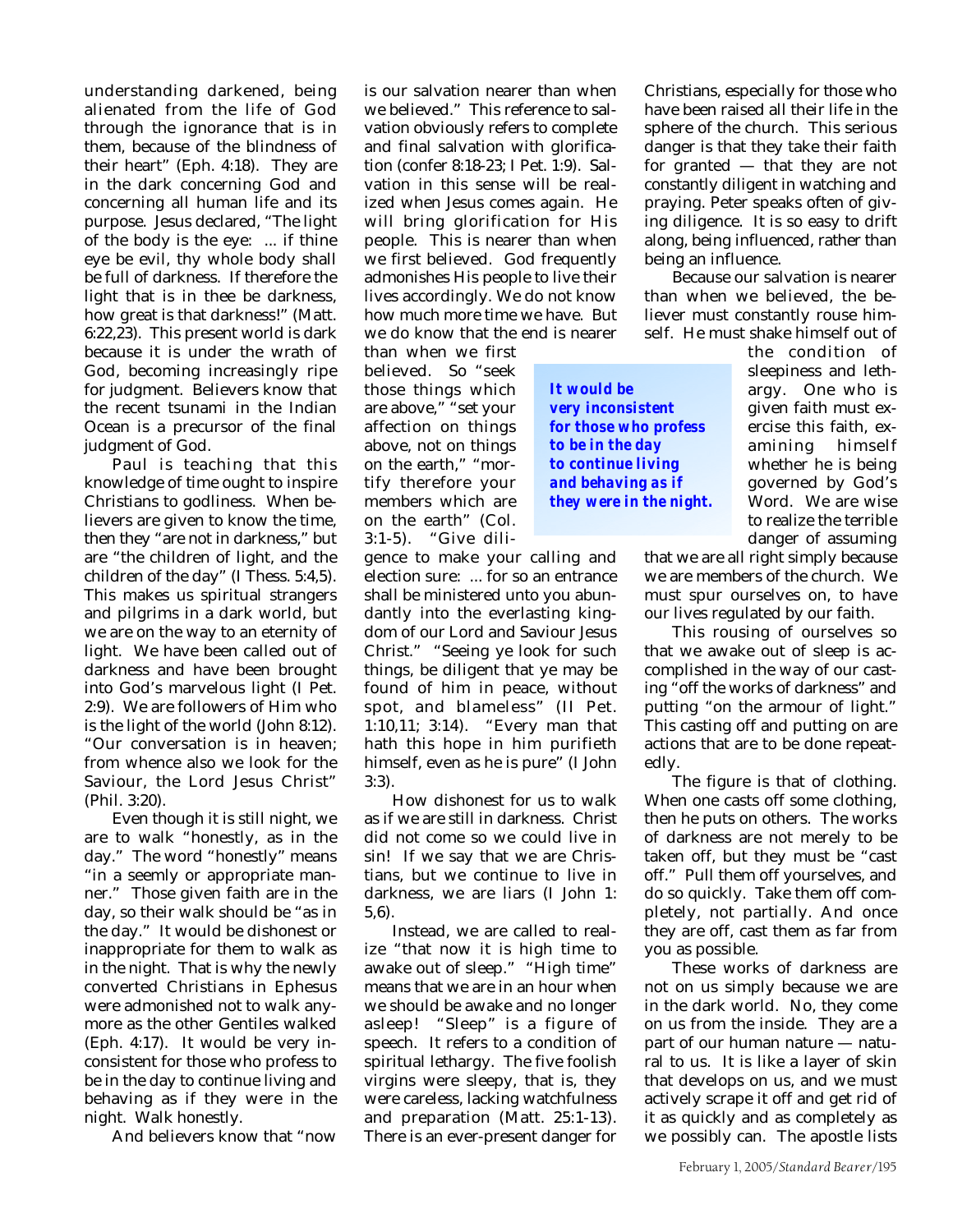understanding darkened, being alienated from the life of God through the ignorance that is in them, because of the blindness of their heart" (Eph. 4:18). They are in the dark concerning God and concerning all human life and its purpose. Jesus declared, "The light of the body is the eye: ... if thine eye be evil, thy whole body shall be full of darkness. If therefore the light that is in thee be darkness, how great is that darkness!" (Matt. 6:22,23). This present world is dark because it is under the wrath of God, becoming increasingly ripe for judgment. Believers know that the recent tsunami in the Indian Ocean is a precursor of the final judgment of God.

Paul is teaching that this knowledge of time ought to inspire Christians to godliness. When believers are given to know the time, then they "are not in darkness," but are "the children of light, and the children of the day" (I Thess. 5:4,5). This makes us spiritual strangers and pilgrims in a dark world, but we are on the way to an eternity of light. We have been called out of darkness and have been brought into God's marvelous light (I Pet. 2:9). We are followers of Him who is the light of the world (John 8:12). "Our conversation is in heaven; from whence also we look for the Saviour, the Lord Jesus Christ" (Phil. 3:20).

Even though it is still night, we are to walk "honestly, as in the day." The word "honestly" means "in a seemly or appropriate manner." Those given faith are in the day, so their walk should be "as in the day." It would be dishonest or inappropriate for them to walk as in the night. That is why the newly converted Christians in Ephesus were admonished not to walk anymore as the other Gentiles walked (Eph. 4:17). It would be very inconsistent for those who profess to be in the day to continue living and behaving as if they were in the night. Walk honestly.

And believers know that "now is our salvation nearer than when we believed." This reference to salvation obviously refers to complete and final salvation with glorification (confer 8:18-23; I Pet. 1:9). Salvation in this sense will be realized when Jesus comes again. He will bring glorification for His people. This is nearer than when we first believed. God frequently admonishes His people to live their lives accordingly. We do not know how much more time we have. But we do know that the end is nearer than when we first believed. So "seek those things which are above," "set your affection on things above, not on things on the earth," "mortify therefore your members which are on the earth" (Col. 3:1-5). "Give diligence to make your calling and election sure: ... for so an entrance shall be ministered unto you abundantly into the everlasting kingdom of our Lord and Saviour Jesus Christ." "Seeing ye look for such things, be diligent that ye may be found of him in peace, without spot, and blameless" (II Pet. 1:10,11; 3:14). "Every man that hath this hope in him purifieth himself, even as he is pure" (I John 3:3).

> ***It would be very inconsistent for those who profess to be in the day to continue living and behaving as if they were in the night.***

How dishonest for us to walk as if we are still in darkness. Christ did not come so we could live in sin! If we say that we are Christians, but we continue to live in darkness, we are liars (I John 1:5,6).

Instead, we are called to realize "that now it is high time to awake out of sleep." "High time" means that we are in an hour when we should be awake and no longer asleep! "Sleep" is a figure of speech. It refers to a condition of spiritual lethargy. The five foolish virgins were sleepy, that is, they were careless, lacking watchfulness and preparation (Matt. 25:1-13). There is an ever-present danger for Christians, especially for those who have been raised all their life in the sphere of the church. This serious danger is that they take their faith for granted — that they are not constantly diligent in watching and praying. Peter speaks often of giving diligence. It is so easy to drift along, being influenced, rather than being an influence.

Because our salvation is nearer than when we believed, the believer must constantly rouse himself. He must shake himself out of the condition of sleepiness and lethargy. One who is given faith must exercise this faith, examining himself whether he is being governed by God's Word. We are wise to realize the terrible danger of assuming that we are all right simply because we are members of the church. We must spur ourselves on, to have our lives regulated by our faith.

This rousing of ourselves so that we awake out of sleep is accomplished in the way of our casting "off the works of darkness" and putting "on the armour of light." This casting off and putting on are actions that are to be done repeatedly.

The figure is that of clothing. When one casts off some clothing, then he puts on others. The works of darkness are not merely to be taken off, but they must be "cast off." Pull them off yourselves, and do so quickly. Take them off completely, not partially. And once they are off, cast them as far from you as possible.

These works of darkness are not on us simply because we are in the dark world. No, they come on us from the inside. They are a part of our human nature — natural to us. It is like a layer of skin that develops on us, and we must actively scrape it off and get rid of it as quickly and as completely as we possibly can. The apostle lists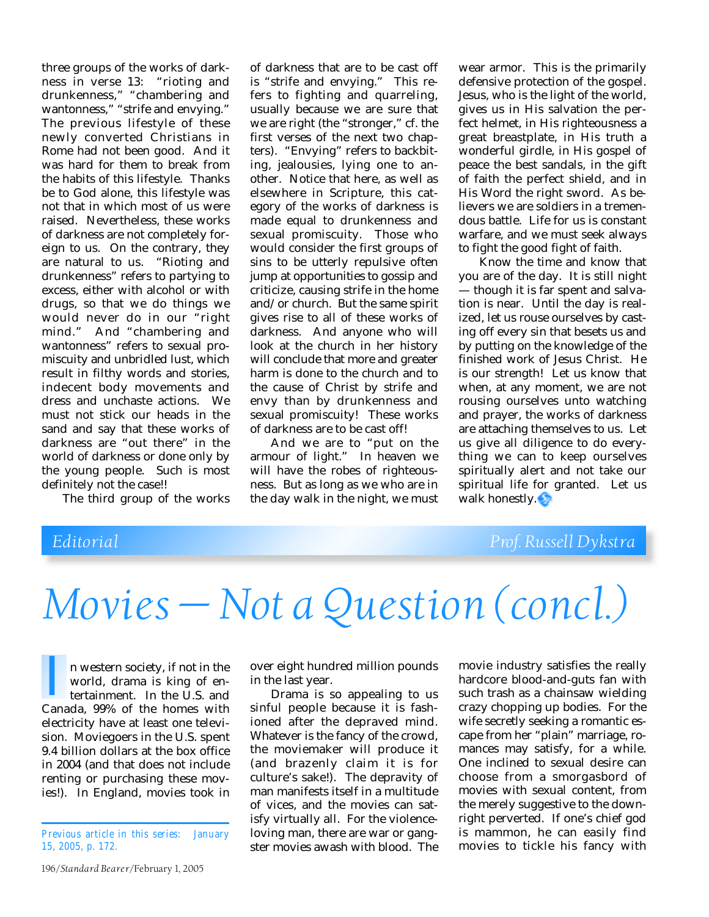three groups of the works of darkness in verse 13: "rioting and drunkenness," "chambering and wantonness," "strife and envying." The previous lifestyle of these newly converted Christians in Rome had not been good. And it was hard for them to break from the habits of this lifestyle. Thanks be to God alone, this lifestyle was not that in which most of us were raised. Nevertheless, these works of darkness are not completely foreign to us. On the contrary, they are natural to us. "Rioting and drunkenness" refers to partying to excess, either with alcohol or with drugs, so that we do things we would never do in our "right mind." And "chambering and wantonness" refers to sexual promiscuity and unbridled lust, which result in filthy words and stories, indecent body movements and dress and unchaste actions. We must not stick our heads in the sand and say that these works of darkness are "out there" in the world of darkness or done only by the young people. Such is most definitely not the case!!

The third group of the works of darkness that are to be cast off is "strife and envying." This refers to fighting and quarreling, usually because we are sure that we are right (the "stronger," cf. the first verses of the next two chapters). "Envying" refers to backbiting, jealousies, lying one to another. Notice that here, as well as elsewhere in Scripture, this category of the works of darkness is made equal to drunkenness and sexual promiscuity. Those who would consider the first groups of sins to be utterly repulsive often jump at opportunities to gossip and criticize, causing strife in the home and/or church. But the same spirit gives rise to all of these works of darkness. And anyone who will look at the church in her history will conclude that more and greater harm is done to the church and to the cause of Christ by strife and envy than by drunkenness and sexual promiscuity! These works of darkness are to be cast off!

And we are to "put on the armour of light." In heaven we will have the robes of righteousness. But as long as we who are in the day walk in the night, we must wear armor. This is the primarily defensive protection of the gospel. Jesus, who is the light of the world, gives us in His salvation the perfect helmet, in His righteousness a great breastplate, in His truth a wonderful girdle, in His gospel of peace the best sandals, in the gift of faith the perfect shield, and in His Word the right sword. As believers we are soldiers in a tremendous battle. Life for us is constant warfare, and we must seek always to fight the good fight of faith.

Know the time and know that you are of the day. It is still night — though it is far spent and salvation is near. Until the day is realized, let us rouse ourselves by casting off every sin that besets us and by putting on the knowledge of the finished work of Jesus Christ. He is our strength! Let us know that when, at any moment, we are not rousing ourselves unto watching and prayer, the works of darkness are attaching themselves to us. Let us give all diligence to do everything we can to keep ourselves spiritually alert and not take our spiritual life for granted. Let us walk honestly.

*Editorial* — *Prof. Russell Dykstra*

# *Movies — Not a Question (concl.)*

In western society, if not in the world, drama is king of entertainment. In the U.S. and Canada, 99% of the homes with electricity have at least one television. Moviegoers in the U.S. spent 9.4 billion dollars at the box office in 2004 (and that does not include renting or purchasing these movies!). In England, movies took in over eight hundred million pounds in the last year.

Drama is so appealing to us sinful people because it is fashioned after the depraved mind. Whatever is the fancy of the crowd, the moviemaker will produce it (and brazenly claim it is for culture's sake!). The depravity of man manifests itself in a multitude of vices, and the movies can satisfy virtually all. For the violence-loving man, there are war or gangster movies awash with blood. The movie industry satisfies the really hardcore blood-and-guts fan with such trash as a chainsaw wielding crazy chopping up bodies. For the wife secretly seeking a romantic escape from her "plain" marriage, romances may satisfy, for a while. One inclined to sexual desire can choose from a smorgasbord of movies with sexual content, from the merely suggestive to the downright perverted. If one's chief god is mammon, he can easily find movies to tickle his fancy with

*Previous article in this series: January 15, 2005, p. 172.*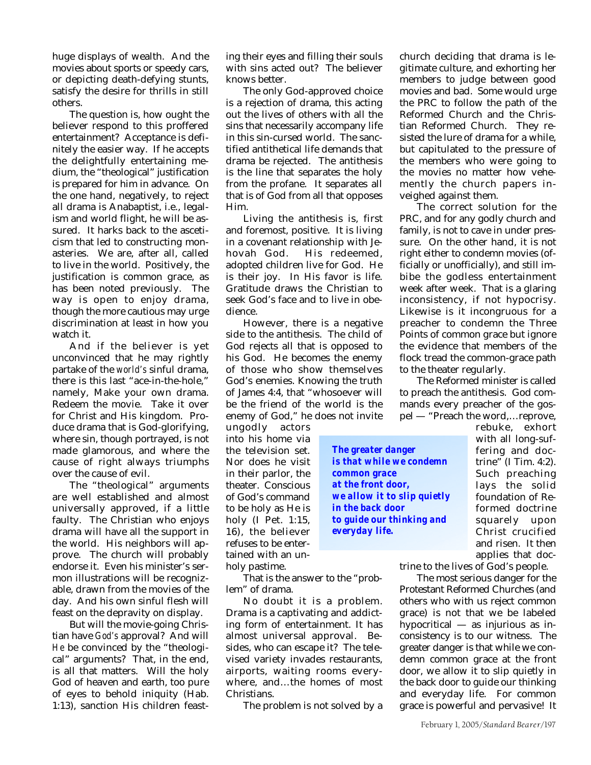huge displays of wealth. And the movies about sports or speedy cars, or depicting death-defying stunts, satisfy the desire for thrills in still others.

The question is, how ought the believer respond to this proffered entertainment? Acceptance is definitely the easier way. If he accepts the delightfully entertaining medium, the "theological" justification is prepared for him in advance. On the one hand, negatively, to reject all drama is Anabaptist, i.e., legalism and world flight, he will be assured. It harks back to the asceticism that led to constructing monasteries. We are, after all, called to live in the world. Positively, the justification is common grace, as has been noted previously. The way is open to enjoy drama, though the more cautious may urge discrimination at least in how you watch it.

And if the believer is yet unconvinced that he may rightly partake of the *world's* sinful drama, there is this last "ace-in-the-hole," namely, Make your own drama. Redeem the movie. Take it over for Christ and His kingdom. Produce drama that is God-glorifying, where sin, though portrayed, is not made glamorous, and where the cause of right always triumphs over the cause of evil.

The "theological" arguments are well established and almost universally approved, if a little faulty. The Christian who enjoys drama will have all the support in the world. His neighbors will approve. The church will probably endorse it. Even his minister's sermon illustrations will be recognizable, drawn from the movies of the day. And his own sinful flesh will feast on the depravity on display.

But will the movie-going Christian have *God's* approval? And will *He* be convinced by the "theological" arguments? That, in the end, is all that matters. Will the holy God of heaven and earth, too pure of eyes to behold iniquity (Hab. 1:13), sanction His children feasting their eyes and filling their souls with sins acted out? The believer knows better.

The only God-approved choice is a rejection of drama, this acting out the lives of others with all the sins that necessarily accompany life in this sin-cursed world. The sanctified antithetical life demands that drama be rejected. The antithesis is the line that separates the holy from the profane. It separates all that is of God from all that opposes Him.

Living the antithesis is, first and foremost, positive. It is living in a covenant relationship with Jehovah God. His redeemed, adopted children live for God. He is their joy. In His favor is life. Gratitude draws the Christian to seek God's face and to live in obedience.

However, there is a negative side to the antithesis. The child of God rejects all that is opposed to his God. He becomes the enemy of those who show themselves God's enemies. Knowing the truth of James 4:4, that "whosoever will be the friend of the world is the enemy of God," he does not invite ungodly actors into his home via the television set. Nor does he visit in their parlor, the theater. Conscious of God's command to be holy as He is holy (I Pet. 1:15, 16), the believer refuses to be entertained with an unholy pastime.

That is the answer to the "problem" of drama.

No doubt it is a problem. Drama is a captivating and addicting form of entertainment. It has almost universal approval. Besides, who can escape it? The televised variety invades restaurants, airports, waiting rooms everywhere, and…the homes of most Christians.

The problem is not solved by a church deciding that drama is legitimate culture, and exhorting her members to judge between good movies and bad. Some would urge the PRC to follow the path of the Reformed Church and the Christian Reformed Church. They resisted the lure of drama for a while, but capitulated to the pressure of the members who were going to the movies no matter how vehemently the church papers inveighed against them.

The correct solution for the PRC, and for any godly church and family, is not to cave in under pressure. On the other hand, it is not right either to condemn movies (officially or unofficially), and still imbibe the godless entertainment week after week. That is a glaring inconsistency, if not hypocrisy. Likewise is it incongruous for a preacher to condemn the Three Points of common grace but ignore the evidence that members of the flock tread the common-grace path to the theater regularly.

> ***The greater danger is that while we condemn common grace at the front door, we allow it to slip quietly in the back door to guide our thinking and everyday life.***

The Reformed minister is called to preach the antithesis. God commands every preacher of the gospel — "Preach the word,…reprove, rebuke, exhort with all long-suffering and doctrine" (I Tim. 4:2). Such preaching lays the solid foundation of Reformed doctrine squarely upon Christ crucified and risen. It then applies that doctrine to the lives of God's people.

The most serious danger for the Protestant Reformed Churches (and others who with us reject common grace) is not that we be labeled hypocritical — as injurious as inconsistency is to our witness. The greater danger is that while we condemn common grace at the front door, we allow it to slip quietly in the back door to guide our thinking and everyday life. For common grace is powerful and pervasive! It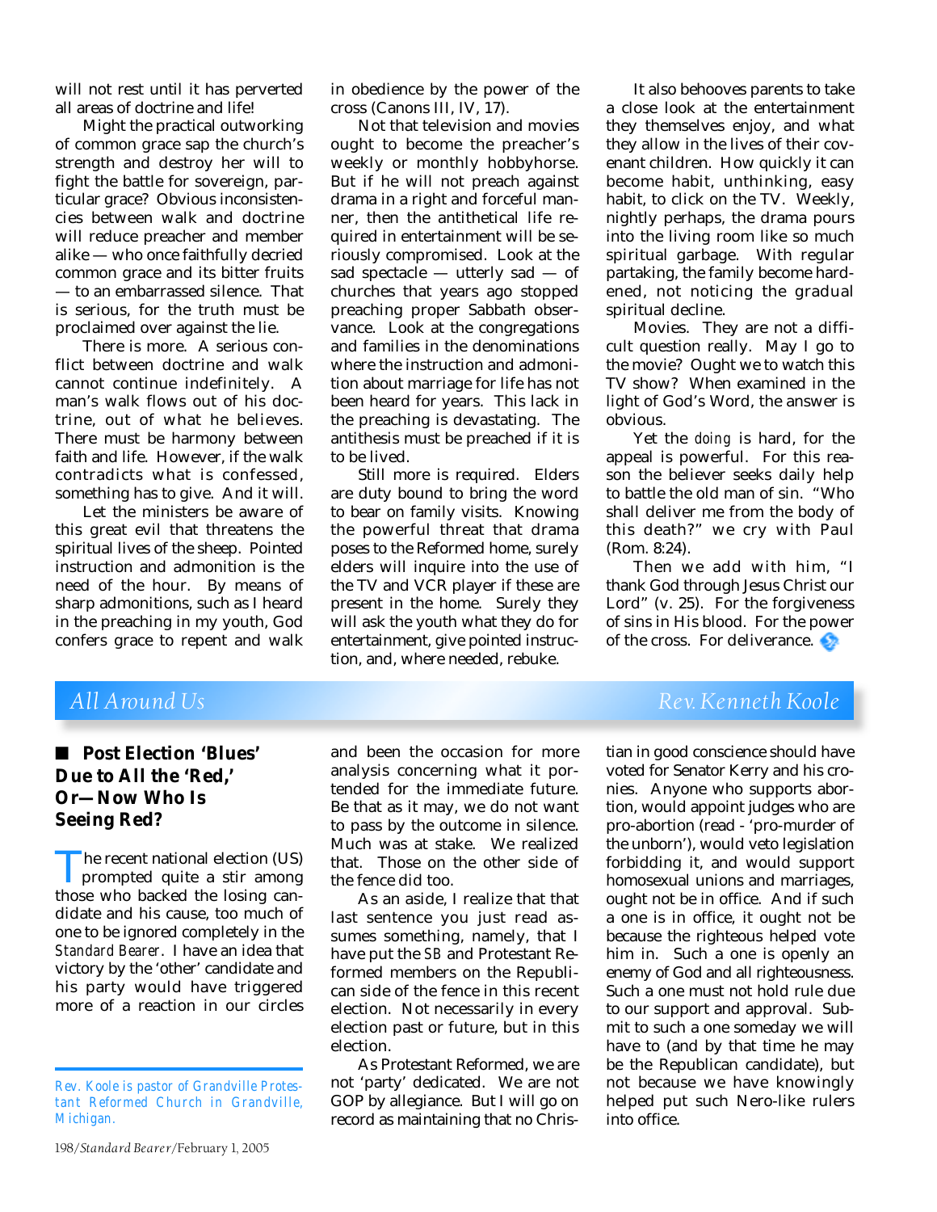will not rest until it has perverted all areas of doctrine and life!

Might the practical outworking of common grace sap the church's strength and destroy her will to fight the battle for sovereign, particular grace? Obvious inconsistencies between walk and doctrine will reduce preacher and member alike — who once faithfully decried common grace and its bitter fruits — to an embarrassed silence. That is serious, for the truth must be proclaimed over against the lie.

There is more. A serious conflict between doctrine and walk cannot continue indefinitely. A man's walk flows out of his doctrine, out of what he believes. There must be harmony between faith and life. However, if the walk contradicts what is confessed, something has to give. And it will.

Let the ministers be aware of this great evil that threatens the spiritual lives of the sheep. Pointed instruction and admonition is the need of the hour. By means of sharp admonitions, such as I heard in the preaching in my youth, God confers grace to repent and walk in obedience by the power of the cross (Canons III, IV, 17).

Not that television and movies ought to become the preacher's weekly or monthly hobbyhorse. But if he will not preach against drama in a right and forceful manner, then the antithetical life required in entertainment will be seriously compromised. Look at the sad spectacle — utterly sad — of churches that years ago stopped preaching proper Sabbath observance. Look at the congregations and families in the denominations where the instruction and admonition about marriage for life has not been heard for years. This lack in the preaching is devastating. The antithesis must be preached if it is to be lived.

Still more is required. Elders are duty bound to bring the word to bear on family visits. Knowing the powerful threat that drama poses to the Reformed home, surely elders will inquire into the use of the TV and VCR player if these are present in the home. Surely they will ask the youth what they do for entertainment, give pointed instruction, and, where needed, rebuke.

It also behooves parents to take a close look at the entertainment they themselves enjoy, and what they allow in the lives of their covenant children. How quickly it can become habit, unthinking, easy habit, to click on the TV. Weekly, nightly perhaps, the drama pours into the living room like so much spiritual garbage. With regular partaking, the family become hardened, not noticing the gradual spiritual decline.

Movies. They are not a difficult question really. May I go to the movie? Ought we to watch this TV show? When examined in the light of God's Word, the answer is obvious.

Yet the *doing* is hard, for the appeal is powerful. For this reason the believer seeks daily help to battle the old man of sin. "Who shall deliver me from the body of this death?" we cry with Paul (Rom. 8:24).

Then we add with him, "I thank God through Jesus Christ our Lord" (v. 25). For the forgiveness of sins in His blood. For the power of the cross. For deliverance.

## *All Around Us* — *Rev. Kenneth Koole*

### ■ Post Election 'Blues' Due to All the 'Red,' Or—Now Who Is Seeing Red?

The recent national election (US) prompted quite a stir among those who backed the losing candidate and his cause, too much of one to be ignored completely in the *Standard Bearer*. I have an idea that victory by the 'other' candidate and his party would have triggered more of a reaction in our circles and been the occasion for more analysis concerning what it portended for the immediate future. Be that as it may, we do not want to pass by the outcome in silence. Much was at stake. We realized that. Those on the other side of the fence did too.

As an aside, I realize that that last sentence you just read assumes something, namely, that I have put the *SB* and Protestant Reformed members on the Republican side of the fence in this recent election. Not necessarily in every election past or future, but in this election.

As Protestant Reformed, we are not 'party' dedicated. We are not GOP by allegiance. But I will go on record as maintaining that no Christian in good conscience should have voted for Senator Kerry and his cronies. Anyone who supports abortion, would appoint judges who are pro-abortion (read - 'pro-murder of the unborn'), would veto legislation forbidding it, and would support homosexual unions and marriages, ought not be in office. And if such a one is in office, it ought not be because the righteous helped vote him in. Such a one is openly an enemy of God and all righteousness. Such a one must not hold rule due to our support and approval. Submit to such a one someday we will have to (and by that time he may be the Republican candidate), but not because we have knowingly helped put such Nero-like rulers into office.

*Rev. Koole is pastor of Grandville Protestant Reformed Church in Grandville, Michigan.*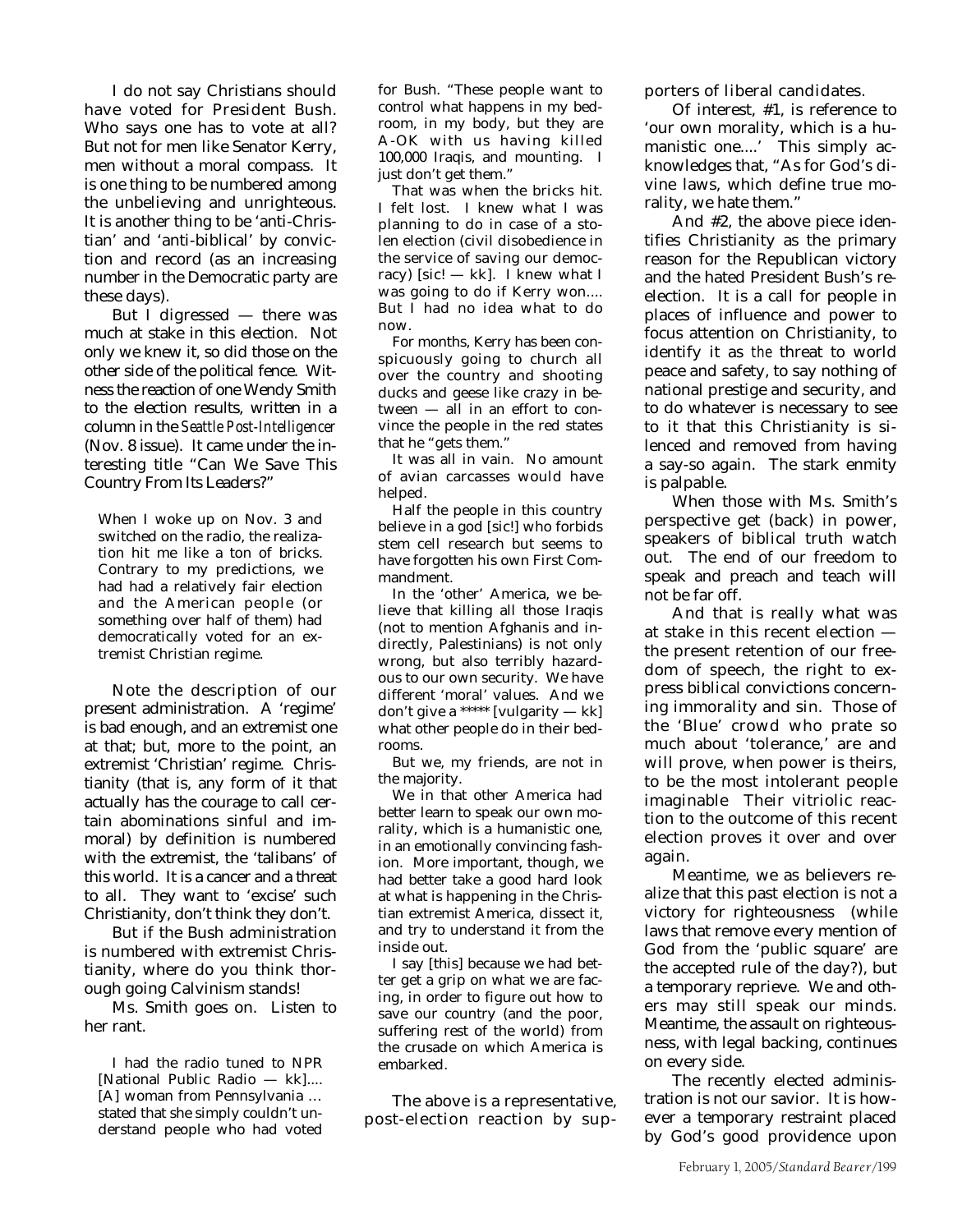I do not say Christians should have voted for President Bush. Who says one has to vote at all? But not for men like Senator Kerry, men without a moral compass. It is one thing to be numbered among the unbelieving and unrighteous. It is another thing to be 'anti-Christian' and 'anti-biblical' by conviction and record (as an increasing number in the Democratic party are these days).

But I digressed — there was much at stake in this election. Not only we knew it, so did those on the other side of the political fence. Witness the reaction of one Wendy Smith to the election results, written in a column in the *Seattle Post-Intelligencer* (Nov. 8 issue). It came under the interesting title "Can We Save This Country From Its Leaders?"

> When I woke up on Nov. 3 and switched on the radio, the realization hit me like a ton of bricks. Contrary to my predictions, we had had a relatively fair election and the American people (or something over half of them) had democratically voted for an extremist Christian regime.

Note the description of our present administration. A 'regime' is bad enough, and an extremist one at that; but, more to the point, an extremist 'Christian' regime. Christianity (that is, any form of it that actually has the courage to call certain abominations sinful and immoral) by definition is numbered with the extremist, the 'talibans' of this world. It is a cancer and a threat to all. They want to 'excise' such Christianity, don't think they don't.

But if the Bush administration is numbered with extremist Christianity, where do you think thorough going Calvinism stands!

Ms. Smith goes on. Listen to her rant.

> I had the radio tuned to NPR [National Public Radio — kk].... [A] woman from Pennsylvania … stated that she simply couldn't understand people who had voted for Bush. "These people want to control what happens in my bedroom, in my body, but they are A-OK with us having killed 100,000 Iraqis, and mounting. I just don't get them."
>
> That was when the bricks hit. I felt lost. I knew what I was planning to do in case of a stolen election (civil disobedience in the service of saving our democracy) [sic! — kk]. I knew what I was going to do if Kerry won.... But I had no idea what to do now.
>
> For months, Kerry has been conspicuously going to church all over the country and shooting ducks and geese like crazy in between — all in an effort to convince the people in the red states that he "gets them."
>
> It was all in vain. No amount of avian carcasses would have helped.
>
> Half the people in this country believe in a god [sic!] who forbids stem cell research but seems to have forgotten his own First Commandment.
>
> In the 'other' America, we believe that killing all those Iraqis (not to mention Afghanis and indirectly, Palestinians) is not only wrong, but also terribly hazardous to our own security. We have different 'moral' values. And we don't give a ***** [vulgarity — kk] what other people do in their bedrooms.
>
> But we, my friends, are not in the majority.
>
> We in that other America had better learn to speak our own morality, which is a humanistic one, in an emotionally convincing fashion. More important, though, we had better take a good hard look at what is happening in the Christian extremist America, dissect it, and try to understand it from the inside out.
>
> I say [this] because we had better get a grip on what we are facing, in order to figure out how to save our country (and the poor, suffering rest of the world) from the crusade on which America is embarked.

The above is a representative, post-election reaction by supporters of liberal candidates.

Of interest, #1, is reference to 'our own morality, which is a humanistic one....' This simply acknowledges that, "As for God's divine laws, which define true morality, we hate them."

And #2, the above piece identifies Christianity as the primary reason for the Republican victory and the hated President Bush's re-election. It is a call for people in places of influence and power to focus attention on Christianity, to identify it as *the* threat to world peace and safety, to say nothing of national prestige and security, and to do whatever is necessary to see to it that this Christianity is silenced and removed from having a say-so again. The stark enmity is palpable.

When those with Ms. Smith's perspective get (back) in power, speakers of biblical truth watch out. The end of our freedom to speak and preach and teach will not be far off.

And that is really what was at stake in this recent election — the present retention of our freedom of speech, the right to express biblical convictions concerning immorality and sin. Those of the 'Blue' crowd who prate so much about 'tolerance,' are and will prove, when power is theirs, to be the most intolerant people imaginable Their vitriolic reaction to the outcome of this recent election proves it over and over again.

Meantime, we as believers realize that this past election is not a victory for righteousness (while laws that remove every mention of God from the 'public square' are the accepted rule of the day?), but a temporary reprieve. We and others may still speak our minds. Meantime, the assault on righteousness, with legal backing, continues on every side.

The recently elected administration is not our savior. It is however a temporary restraint placed by God's good providence upon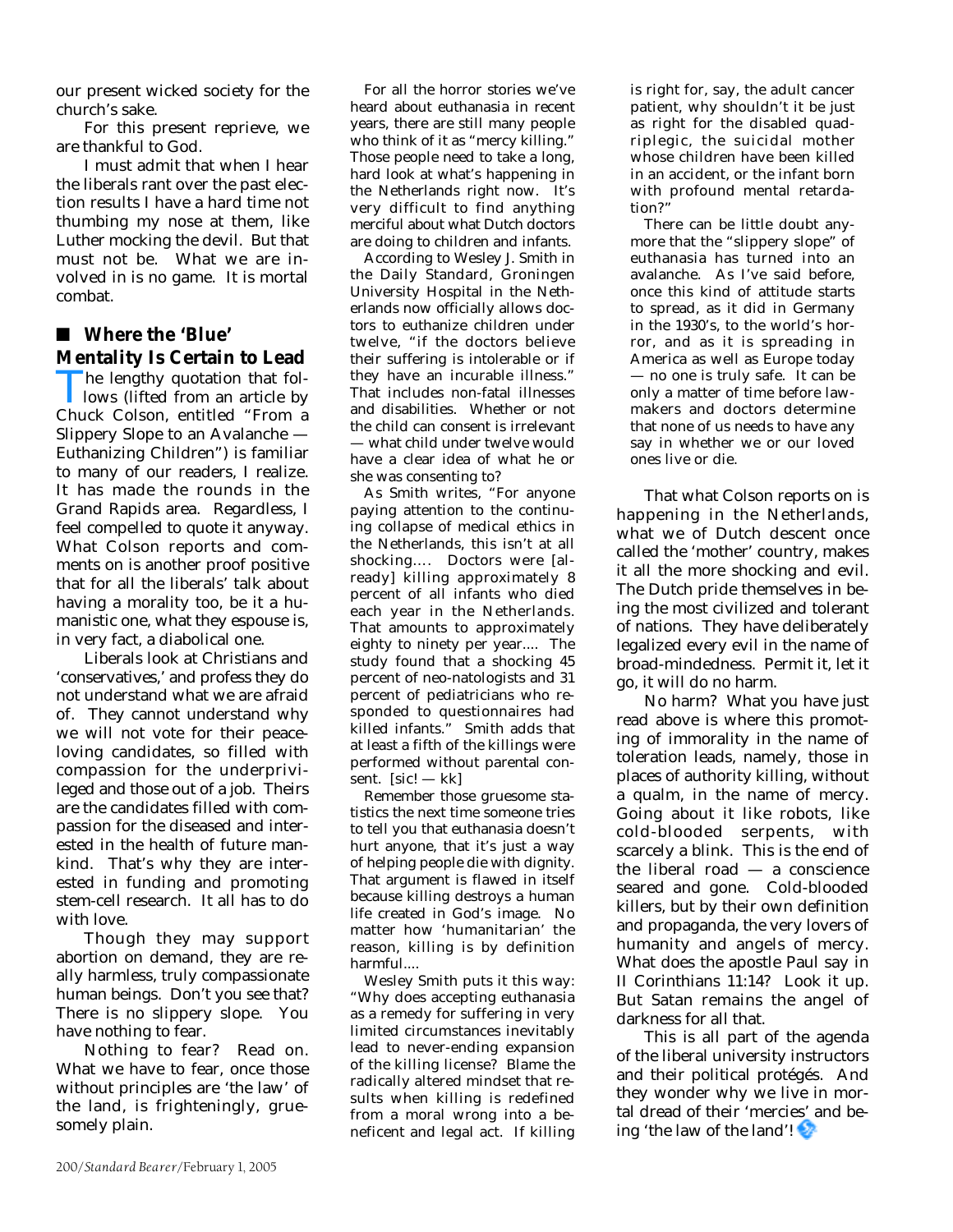our present wicked society for the church's sake.

For this present reprieve, we are thankful to God.

I must admit that when I hear the liberals rant over the past election results I have a hard time not thumbing my nose at them, like Luther mocking the devil. But that must not be. What we are involved in is no game. It is mortal combat.

## ■ Where the 'Blue' Mentality Is Certain to Lead

The lengthy quotation that follows (lifted from an article by Chuck Colson, entitled "From a Slippery Slope to an Avalanche — Euthanizing Children") is familiar to many of our readers, I realize. It has made the rounds in the Grand Rapids area. Regardless, I feel compelled to quote it anyway. What Colson reports and comments on is another proof positive that for all the liberals' talk about having a morality too, be it a humanistic one, what they espouse is, in very fact, a diabolical one.

Liberals look at Christians and 'conservatives,' and profess they do not understand what we are afraid of. They cannot understand why we will not vote for their peace-loving candidates, so filled with compassion for the underprivileged and those out of a job. Theirs are the candidates filled with compassion for the diseased and interested in the health of future mankind. That's why they are interested in funding and promoting stem-cell research. It all has to do with love.

Though they may support abortion on demand, they are really harmless, truly compassionate human beings. Don't you see that? There is no slippery slope. You have nothing to fear.

Nothing to fear? Read on. What we have to fear, once those without principles are 'the law' of the land, is frighteningly, gruesomely plain.

> For all the horror stories we've heard about euthanasia in recent years, there are still many people who think of it as "mercy killing." Those people need to take a long, hard look at what's happening in the Netherlands right now. It's very difficult to find anything merciful about what Dutch doctors are doing to children and infants.
>
> According to Wesley J. Smith in the Daily Standard, Groningen University Hospital in the Netherlands now officially allows doctors to euthanize children under twelve, "if the doctors believe their suffering is intolerable or if they have an incurable illness." That includes non-fatal illnesses and disabilities. Whether or not the child can consent is irrelevant — what child under twelve would have a clear idea of what he or she was consenting to?
>
> As Smith writes, "For anyone paying attention to the continuing collapse of medical ethics in the Netherlands, this isn't at all shocking.... Doctors were [already] killing approximately 8 percent of all infants who died each year in the Netherlands. That amounts to approximately eighty to ninety per year.... The study found that a shocking 45 percent of neo-natologists and 31 percent of pediatricians who responded to questionnaires had killed infants." Smith adds that at least a fifth of the killings were performed without parental consent. [sic! — kk]
>
> Remember those gruesome statistics the next time someone tries to tell you that euthanasia doesn't hurt anyone, that it's just a way of helping people die with dignity. That argument is flawed in itself because killing destroys a human life created in God's image. No matter how 'humanitarian' the reason, killing is by definition harmful....
>
> Wesley Smith puts it this way: "Why does accepting euthanasia as a remedy for suffering in very limited circumstances inevitably lead to never-ending expansion of the killing license? Blame the radically altered mindset that results when killing is redefined from a moral wrong into a beneficent and legal act. If killing is right for, say, the adult cancer patient, why shouldn't it be just as right for the disabled quadriplegic, the suicidal mother whose children have been killed in an accident, or the infant born with profound mental retardation?"
>
> There can be little doubt anymore that the "slippery slope" of euthanasia has turned into an avalanche. As I've said before, once this kind of attitude starts to spread, as it did in Germany in the 1930's, to the world's horror, and as it is spreading in America as well as Europe today — no one is truly safe. It can be only a matter of time before lawmakers and doctors determine that none of us needs to have any say in whether we or our loved ones live or die.

That what Colson reports on is happening in the Netherlands, what we of Dutch descent once called the 'mother' country, makes it all the more shocking and evil. The Dutch pride themselves in being the most civilized and tolerant of nations. They have deliberately legalized every evil in the name of broad-mindedness. Permit it, let it go, it will do no harm.

No harm? What you have just read above is where this promoting of immorality in the name of toleration leads, namely, those in places of authority killing, without a qualm, in the name of mercy. Going about it like robots, like cold-blooded serpents, with scarcely a blink. This is the end of the liberal road — a conscience seared and gone. Cold-blooded killers, but by their own definition and propaganda, the very lovers of humanity and angels of mercy. What does the apostle Paul say in II Corinthians 11:14? Look it up. But Satan remains the angel of darkness for all that.

This is all part of the agenda of the liberal university instructors and their political protégés. And they wonder why we live in mortal dread of their 'mercies' and being 'the law of the land'!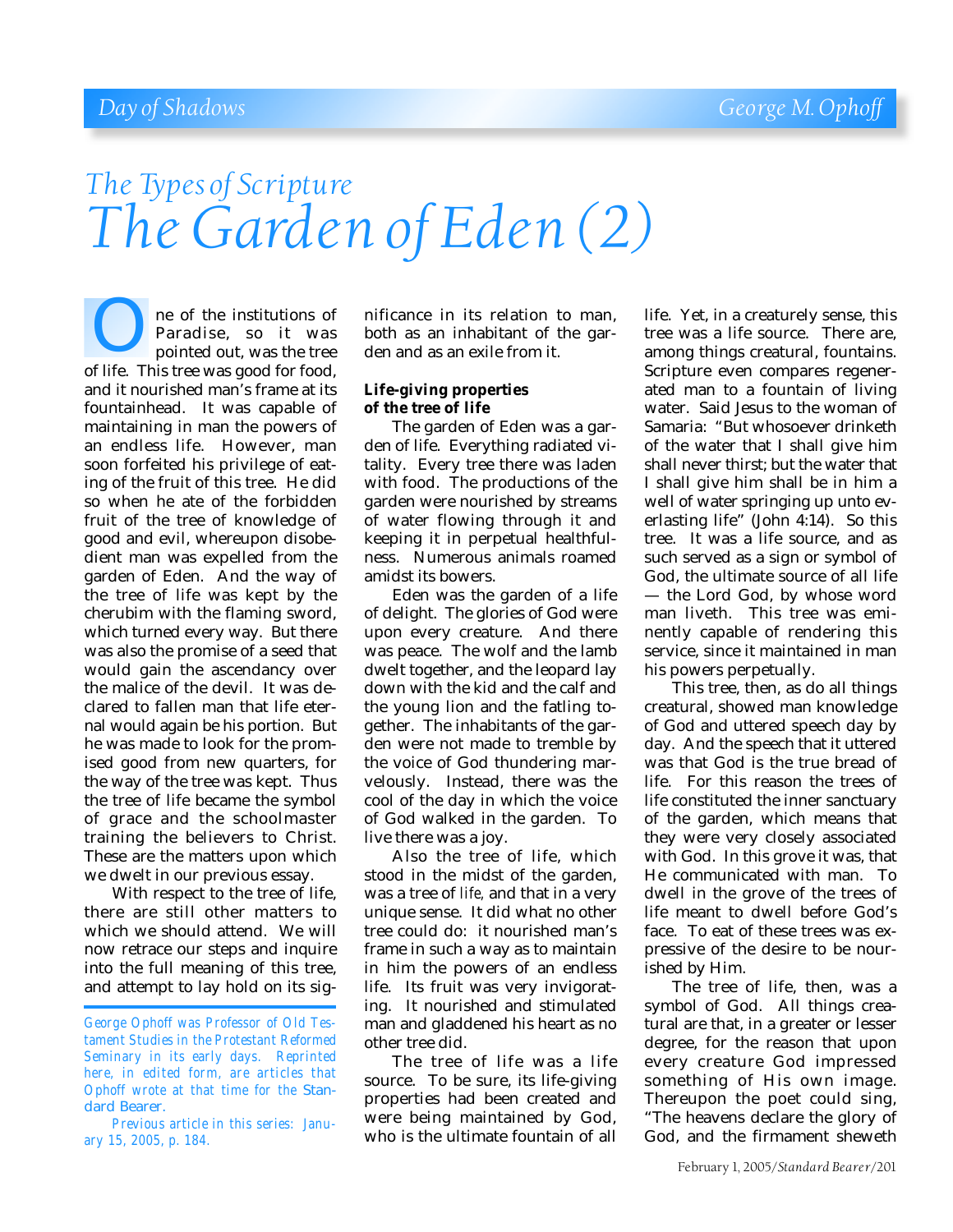*The Types of Scripture*

# The Garden of Eden (2)

One of the institutions of Paradise, so it was pointed out, was the tree of life. This tree was good for food, and it nourished man's frame at its fountainhead. It was capable of maintaining in man the powers of an endless life. However, man soon forfeited his privilege of eating of the fruit of this tree. He did so when he ate of the forbidden fruit of the tree of knowledge of good and evil, whereupon disobedient man was expelled from the garden of Eden. And the way of the tree of life was kept by the cherubim with the flaming sword, which turned every way. But there was also the promise of a seed that would gain the ascendancy over the malice of the devil. It was declared to fallen man that life eternal would again be his portion. But he was made to look for the promised good from new quarters, for the way of the tree was kept. Thus the tree of life became the symbol of grace and the schoolmaster training the believers to Christ. These are the matters upon which we dwelt in our previous essay.

With respect to the tree of life, there are still other matters to which we should attend. We will now retrace our steps and inquire into the full meaning of this tree, and attempt to lay hold on its significance in its relation to man, both as an inhabitant of the garden and as an exile from it.

*George Ophoff was Professor of Old Testament Studies in the Protestant Reformed Seminary in its early days. Reprinted here, in edited form, are articles that Ophoff wrote at that time for the Standard Bearer.*

*Previous article in this series: January 15, 2005, p. 184.*

**Life-giving properties of the tree of life**

The garden of Eden was a garden of life. Everything radiated vitality. Every tree there was laden with food. The productions of the garden were nourished by streams of water flowing through it and keeping it in perpetual healthfulness. Numerous animals roamed amidst its bowers.

Eden was the garden of a life of delight. The glories of God were upon every creature. And there was peace. The wolf and the lamb dwelt together, and the leopard lay down with the kid and the calf and the young lion and the fatling together. The inhabitants of the garden were not made to tremble by the voice of God thundering marvelously. Instead, there was the cool of the day in which the voice of God walked in the garden. To live there was a joy.

Also the tree of life, which stood in the midst of the garden, was a tree of *life,* and that in a very unique sense. It did what no other tree could do: it nourished man's frame in such a way as to maintain in him the powers of an endless life. Its fruit was very invigorating. It nourished and stimulated man and gladdened his heart as no other tree did.

The tree of life was a life source. To be sure, its life-giving properties had been created and were being maintained by God, who is the ultimate fountain of all life. Yet, in a creaturely sense, this tree was a life source. There are, among things creatural, fountains. Scripture even compares regenerated man to a fountain of living water. Said Jesus to the woman of Samaria: "But whosoever drinketh of the water that I shall give him shall never thirst; but the water that I shall give him shall be in him a well of water springing up unto everlasting life" (John 4:14). So this tree. It was a life source, and as such served as a sign or symbol of God, the ultimate source of all life — the Lord God, by whose word man liveth. This tree was eminently capable of rendering this service, since it maintained in man his powers perpetually.

This tree, then, as do all things creatural, showed man knowledge of God and uttered speech day by day. And the speech that it uttered was that God is the true bread of life. For this reason the trees of life constituted the inner sanctuary of the garden, which means that they were very closely associated with God. In this grove it was, that He communicated with man. To dwell in the grove of the trees of life meant to dwell before God's face. To eat of these trees was expressive of the desire to be nourished by Him.

The tree of life, then, was a symbol of God. All things creatural are that, in a greater or lesser degree, for the reason that upon every creature God impressed something of His own image. Thereupon the poet could sing, "The heavens declare the glory of God, and the firmament sheweth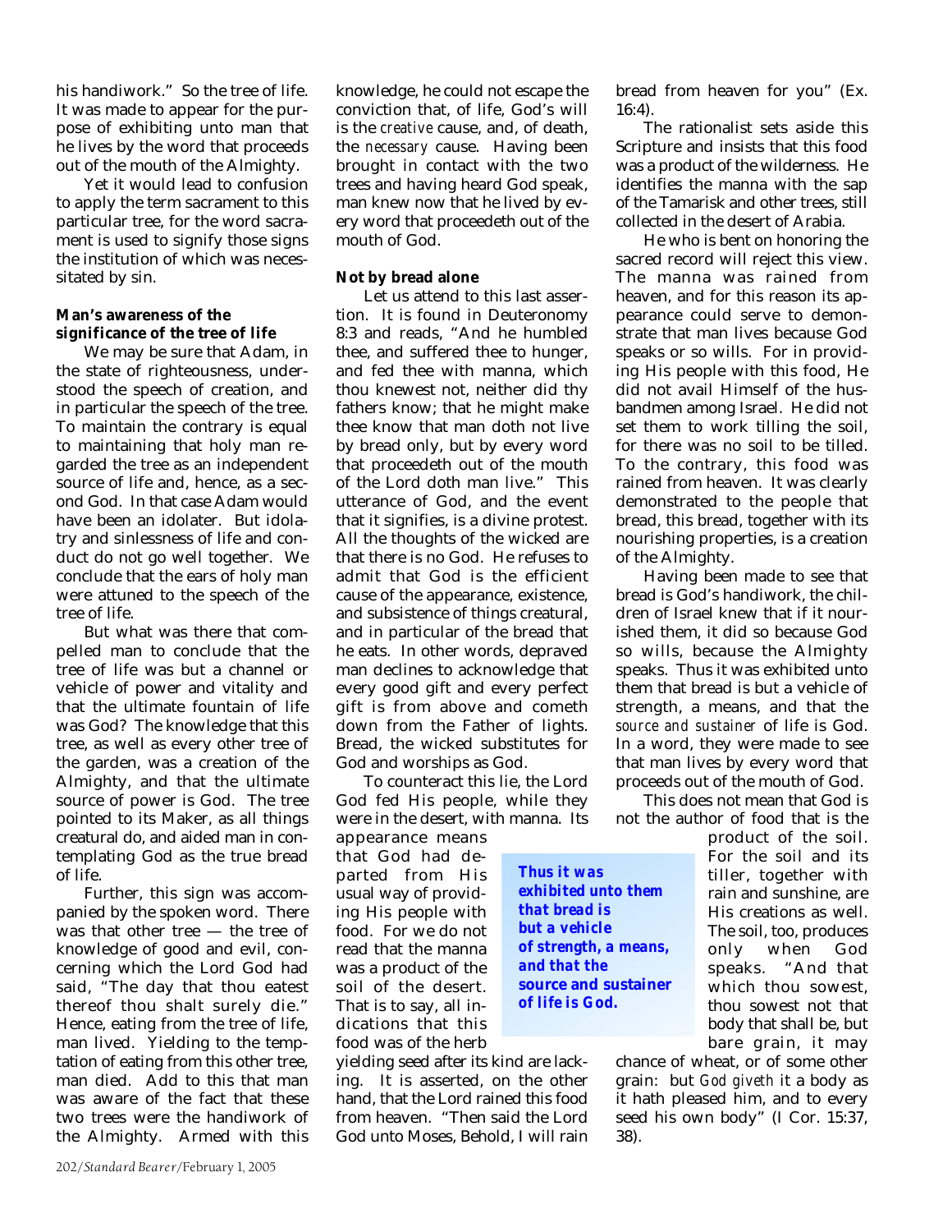his handiwork." So the tree of life. It was made to appear for the purpose of exhibiting unto man that he lives by the word that proceeds out of the mouth of the Almighty.

Yet it would lead to confusion to apply the term sacrament to this particular tree, for the word sacrament is used to signify those signs the institution of which was necessitated by sin.

**Man's awareness of the significance of the tree of life**

We may be sure that Adam, in the state of righteousness, understood the speech of creation, and in particular the speech of the tree. To maintain the contrary is equal to maintaining that holy man regarded the tree as an independent source of life and, hence, as a second God. In that case Adam would have been an idolater. But idolatry and sinlessness of life and conduct do not go well together. We conclude that the ears of holy man were attuned to the speech of the tree of life.

But what was there that compelled man to conclude that the tree of life was but a channel or vehicle of power and vitality and that the ultimate fountain of life was God? The knowledge that this tree, as well as every other tree of the garden, was a creation of the Almighty, and that the ultimate source of power is God. The tree pointed to its Maker, as all things creatural do, and aided man in contemplating God as the true bread of life.

Further, this sign was accompanied by the spoken word. There was that other tree — the tree of knowledge of good and evil, concerning which the Lord God had said, "The day that thou eatest thereof thou shalt surely die." Hence, eating from the tree of life, man lived. Yielding to the temptation of eating from this other tree, man died. Add to this that man was aware of the fact that these two trees were the handiwork of the Almighty. Armed with this knowledge, he could not escape the conviction that, of life, God's will is the *creative* cause, and, of death, the *necessary* cause. Having been brought in contact with the two trees and having heard God speak, man knew now that he lived by every word that proceedeth out of the mouth of God.

**Not by bread alone**

Let us attend to this last assertion. It is found in Deuteronomy 8:3 and reads, "And he humbled thee, and suffered thee to hunger, and fed thee with manna, which thou knewest not, neither did thy fathers know; that he might make thee know that man doth not live by bread only, but by every word that proceedeth out of the mouth of the Lord doth man live." This utterance of God, and the event that it signifies, is a divine protest. All the thoughts of the wicked are that there is no God. He refuses to admit that God is the efficient cause of the appearance, existence, and subsistence of things creatural, and in particular of the bread that he eats. In other words, depraved man declines to acknowledge that every good gift and every perfect gift is from above and cometh down from the Father of lights. Bread, the wicked substitutes for God and worships as God.

To counteract this lie, the Lord God fed His people, while they were in the desert, with manna. Its appearance means that God had departed from His usual way of providing His people with food. For we do not read that the manna was a product of the soil of the desert. That is to say, all indications that this food was of the herb yielding seed after its kind are lacking. It is asserted, on the other hand, that the Lord rained this food from heaven. "Then said the Lord God unto Moses, Behold, I will rain bread from heaven for you" (Ex. 16:4).

The rationalist sets aside this Scripture and insists that this food was a product of the wilderness. He identifies the manna with the sap of the Tamarisk and other trees, still collected in the desert of Arabia.

He who is bent on honoring the sacred record will reject this view. The manna was rained from heaven, and for this reason its appearance could serve to demonstrate that man lives because God speaks or so wills. For in providing His people with this food, He did not avail Himself of the husbandmen among Israel. He did not set them to work tilling the soil, for there was no soil to be tilled. To the contrary, this food was rained from heaven. It was clearly demonstrated to the people that bread, this bread, together with its nourishing properties, is a creation of the Almighty.

Having been made to see that bread is God's handiwork, the children of Israel knew that if it nourished them, it did so because God so wills, because the Almighty speaks. Thus it was exhibited unto them that bread is but a vehicle of strength, a means, and that the *source and sustainer* of life is God. In a word, they were made to see that man lives by every word that proceeds out of the mouth of God.

> ***Thus it was exhibited unto them that bread is but a vehicle of strength, a means, and that the source and sustainer of life is God.***

This does not mean that God is not the author of food that is the product of the soil. For the soil and its tiller, together with rain and sunshine, are His creations as well. The soil, too, produces only when God speaks. "And that which thou sowest, thou sowest not that body that shall be, but bare grain, it may chance of wheat, or of some other grain: but *God giveth* it a body as it hath pleased him, and to every seed his own body" (I Cor. 15:37, 38).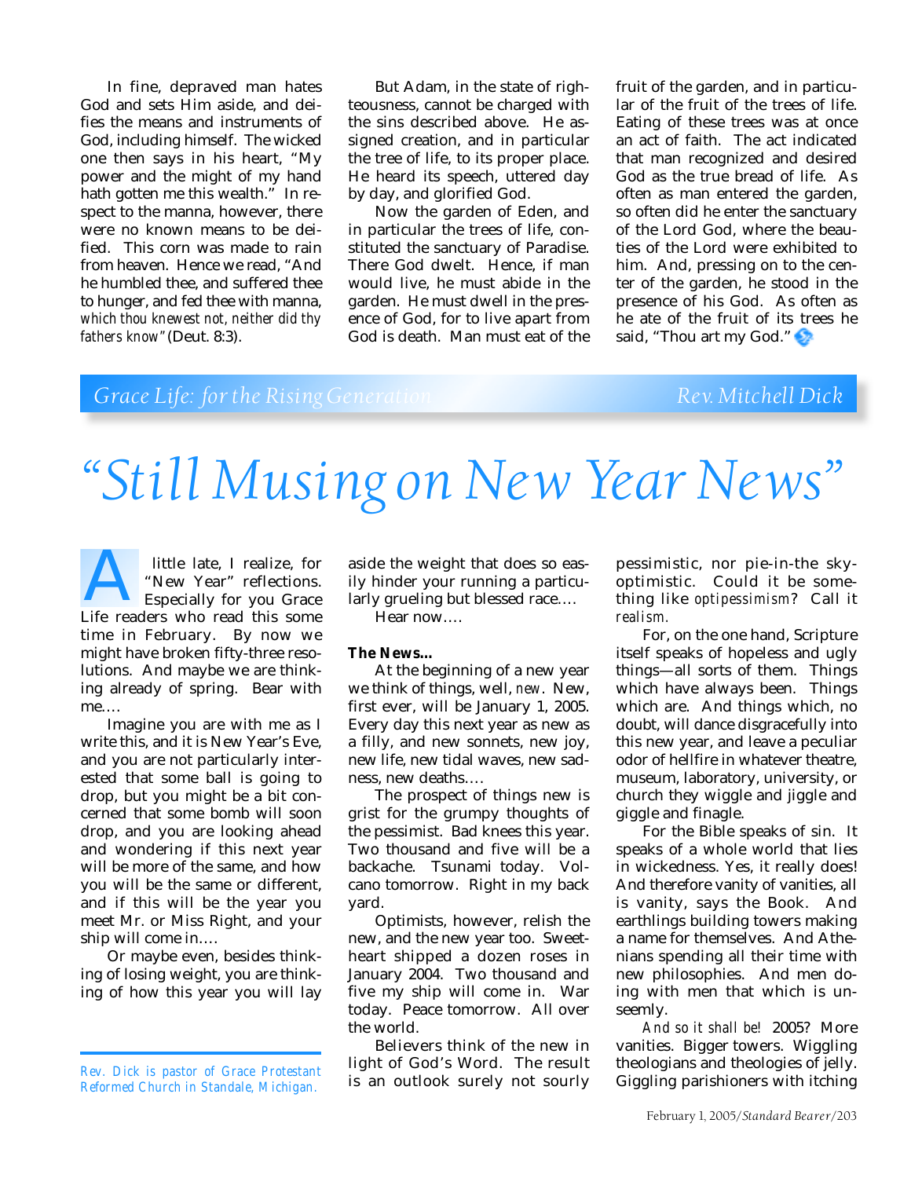In fine, depraved man hates God and sets Him aside, and deifies the means and instruments of God, including himself. The wicked one then says in his heart, "My power and the might of my hand hath gotten me this wealth." In respect to the manna, however, there were no known means to be deified. This corn was made to rain from heaven. Hence we read, "And he humbled thee, and suffered thee to hunger, and fed thee with manna, *which thou knewest not, neither did thy fathers know*" (Deut. 8:3).

But Adam, in the state of righteousness, cannot be charged with the sins described above. He assigned creation, and in particular the tree of life, to its proper place. He heard its speech, uttered day by day, and glorified God.

Now the garden of Eden, and in particular the trees of life, constituted the sanctuary of Paradise. There God dwelt. Hence, if man would live, he must abide in the garden. He must dwell in the presence of God, for to live apart from God is death. Man must eat of the fruit of the garden, and in particular of the fruit of the trees of life. Eating of these trees was at once an act of faith. The act indicated that man recognized and desired God as the true bread of life. As often as man entered the garden, so often did he enter the sanctuary of the Lord God, where the beauties of the Lord were exhibited to him. And, pressing on to the center of the garden, he stood in the presence of his God. As often as he ate of the fruit of its trees he said, "Thou art my God."

*Grace Life: for the Rising Generation* — *Rev. Mitchell Dick*

# "Still Musing on New Year News"

A little late, I realize, for "New Year" reflections. Especially for you Grace Life readers who read this some time in February. By now we might have broken fifty-three resolutions. And maybe we are thinking already of spring. Bear with me….

Imagine you are with me as I write this, and it is New Year's Eve, and you are not particularly interested that some ball is going to drop, but you might be a bit concerned that some bomb will soon drop, and you are looking ahead and wondering if this next year will be more of the same, and how you will be the same or different, and if this will be the year you meet Mr. or Miss Right, and your ship will come in….

Or maybe even, besides thinking of losing weight, you are thinking of how this year you will lay aside the weight that does so easily hinder your running a particularly grueling but blessed race….

Hear now….

*Rev. Dick is pastor of Grace Protestant Reformed Church in Standale, Michigan.*

**The News…**

At the beginning of a new year we think of things, well, *new*. New, first ever, will be January 1, 2005. Every day this next year as new as a filly, and new sonnets, new joy, new life, new tidal waves, new sadness, new deaths….

The prospect of things new is grist for the grumpy thoughts of the pessimist. Bad knees this year. Two thousand and five will be a backache. Tsunami today. Volcano tomorrow. Right in my back yard.

Optimists, however, relish the new, and the new year too. Sweetheart shipped a dozen roses in January 2004. Two thousand and five my ship will come in. War today. Peace tomorrow. All over the world.

Believers think of the new in light of God's Word. The result is an outlook surely not sourly pessimistic, nor pie-in-the sky-optimistic. Could it be something like *optipessimism*? Call it *realism*.

For, on the one hand, Scripture itself speaks of hopeless and ugly things—all sorts of them. Things which have always been. Things which are. And things which, no doubt, will dance disgracefully into this new year, and leave a peculiar odor of hellfire in whatever theatre, museum, laboratory, university, or church they wiggle and jiggle and giggle and finagle.

For the Bible speaks of sin. It speaks of a whole world that lies in wickedness. Yes, it really does! And therefore vanity of vanities, all is vanity, says the Book. And earthlings building towers making a name for themselves. And Athenians spending all their time with new philosophies. And men doing with men that which is unseemly.

*And so it shall be!* 2005? More vanities. Bigger towers. Wiggling theologians and theologies of jelly. Giggling parishioners with itching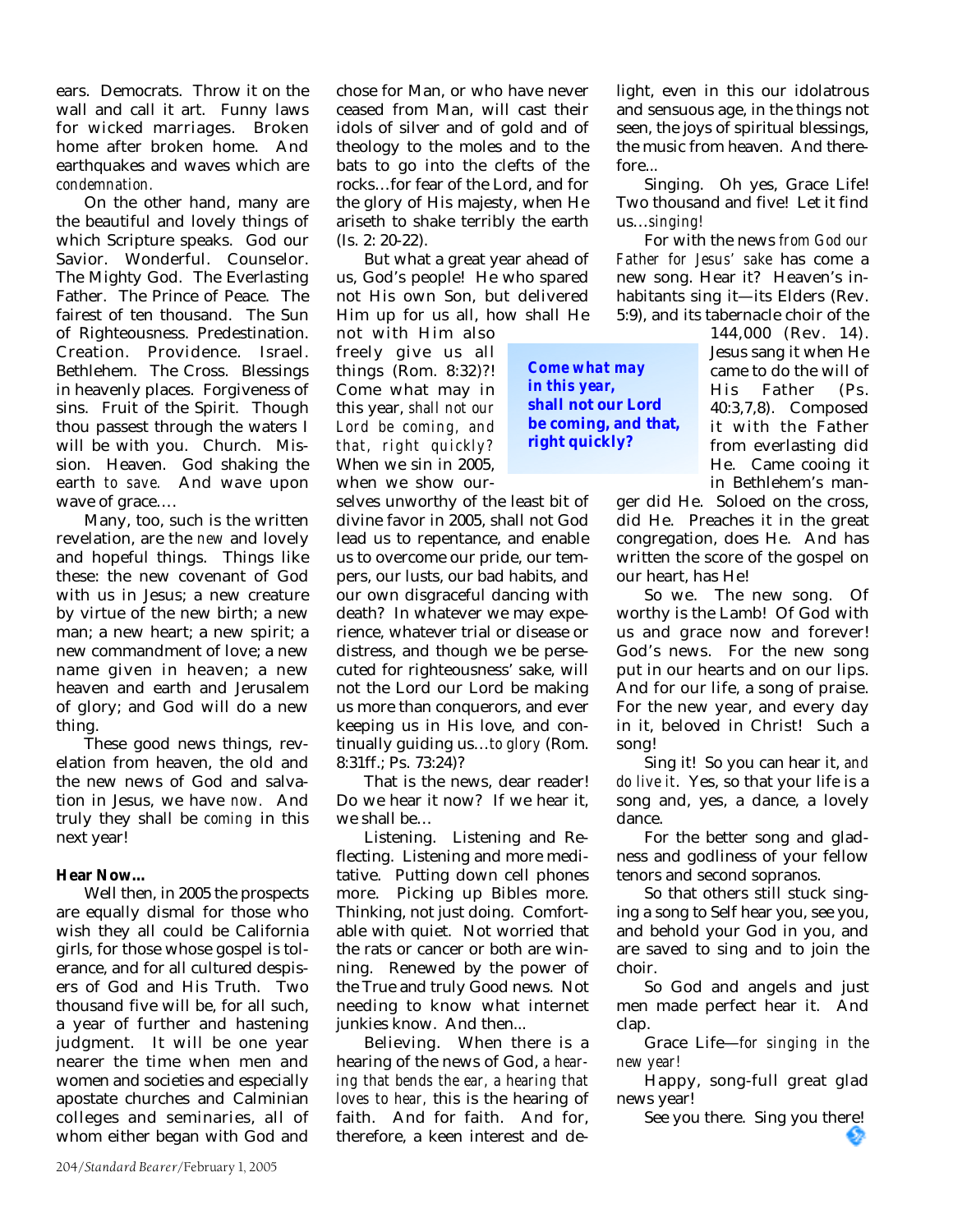ears. Democrats. Throw it on the wall and call it art. Funny laws for wicked marriages. Broken home after broken home. And earthquakes and waves which are *condemnation*.

On the other hand, many are the beautiful and lovely things of which Scripture speaks. God our Savior. Wonderful. Counselor. The Mighty God. The Everlasting Father. The Prince of Peace. The fairest of ten thousand. The Sun of Righteousness. Predestination. Creation. Providence. Israel. Bethlehem. The Cross. Blessings in heavenly places. Forgiveness of sins. Fruit of the Spirit. Though thou passest through the waters I will be with you. Church. Mission. Heaven. God shaking the earth *to save*. And wave upon wave of grace….

Many, too, such is the written revelation, are the *new* and lovely and hopeful things. Things like these: the new covenant of God with us in Jesus; a new creature by virtue of the new birth; a new man; a new heart; a new spirit; a new commandment of love; a new name given in heaven; a new heaven and earth and Jerusalem of glory; and God will do a new thing.

These good news things, revelation from heaven, the old and the new news of God and salvation in Jesus, we have *now*. And truly they shall be *coming* in this next year!

**Hear Now…**

Well then, in 2005 the prospects are equally dismal for those who wish they all could be California girls, for those whose gospel is tolerance, and for all cultured despisers of God and His Truth. Two thousand five will be, for all such, a year of further and hastening judgment. It will be one year nearer the time when men and women and societies and especially apostate churches and Calminian colleges and seminaries, all of whom either began with God and chose for Man, or who have never ceased from Man, will cast their idols of silver and of gold and of theology to the moles and to the bats to go into the clefts of the rocks…for fear of the Lord, and for the glory of His majesty, when He ariseth to shake terribly the earth (Is. 2: 20-22).

But what a great year ahead of us, God's people! He who spared not His own Son, but delivered Him up for us all, how shall He not with Him also freely give us all things (Rom. 8:32)?! Come what may in this year, *shall not our Lord be coming, and that, right quickly?* When we sin in 2005, when we show ourselves unworthy of the least bit of divine favor in 2005, shall not God lead us to repentance, and enable us to overcome our pride, our tempers, our lusts, our bad habits, and our own disgraceful dancing with death? In whatever we may experience, whatever trial or disease or distress, and though we be persecuted for righteousness' sake, will not the Lord our Lord be making us more than conquerors, and ever keeping us in His love, and continually guiding us…*to glory* (Rom. 8:31ff.; Ps. 73:24)?

> **Come what may in this year, shall not our Lord be coming, and that, right quickly?**

That is the news, dear reader! Do we hear it now? If we hear it, we shall be…

Listening. Listening and Reflecting. Listening and more meditative. Putting down cell phones more. Picking up Bibles more. Thinking, not just doing. Comfortable with quiet. Not worried that the rats or cancer or both are winning. Renewed by the power of the True and truly Good news. Not needing to know what internet junkies know. And then...

Believing. When there is a hearing of the news of God, *a hearing that bends the ear, a hearing that loves to hear*, this is the hearing of faith. And for faith. And for, therefore, a keen interest and delight, even in this our idolatrous and sensuous age, in the things not seen, the joys of spiritual blessings, the music from heaven. And therefore...

Singing. Oh yes, Grace Life! Two thousand and five! Let it find us…*singing!*

For with the news *from God our Father for Jesus' sake* has come a new song. Hear it? Heaven's inhabitants sing it—its Elders (Rev. 5:9), and its tabernacle choir of the 144,000 (Rev. 14). Jesus sang it when He came to do the will of His Father (Ps. 40:3,7,8). Composed it with the Father from everlasting did He. Came cooing it in Bethlehem's manger did He. Soloed on the cross, did He. Preaches it in the great congregation, does He. And has written the score of the gospel on our heart, has He!

So we. The new song. Of worthy is the Lamb! Of God with us and grace now and forever! God's news. For the new song put in our hearts and on our lips. And for our life, a song of praise. For the new year, and every day in it, beloved in Christ! Such a song!

Sing it! So you can hear it, *and do live it*. Yes, so that your life is a song and, yes, a dance, a lovely dance.

For the better song and gladness and godliness of your fellow tenors and second sopranos.

So that others still stuck singing a song to Self hear you, see you, and behold your God in you, and are saved to sing and to join the choir.

So God and angels and just men made perfect hear it. And clap.

Grace Life—*for singing in the new year!*

Happy, song-full great glad news year!

See you there. Sing you there!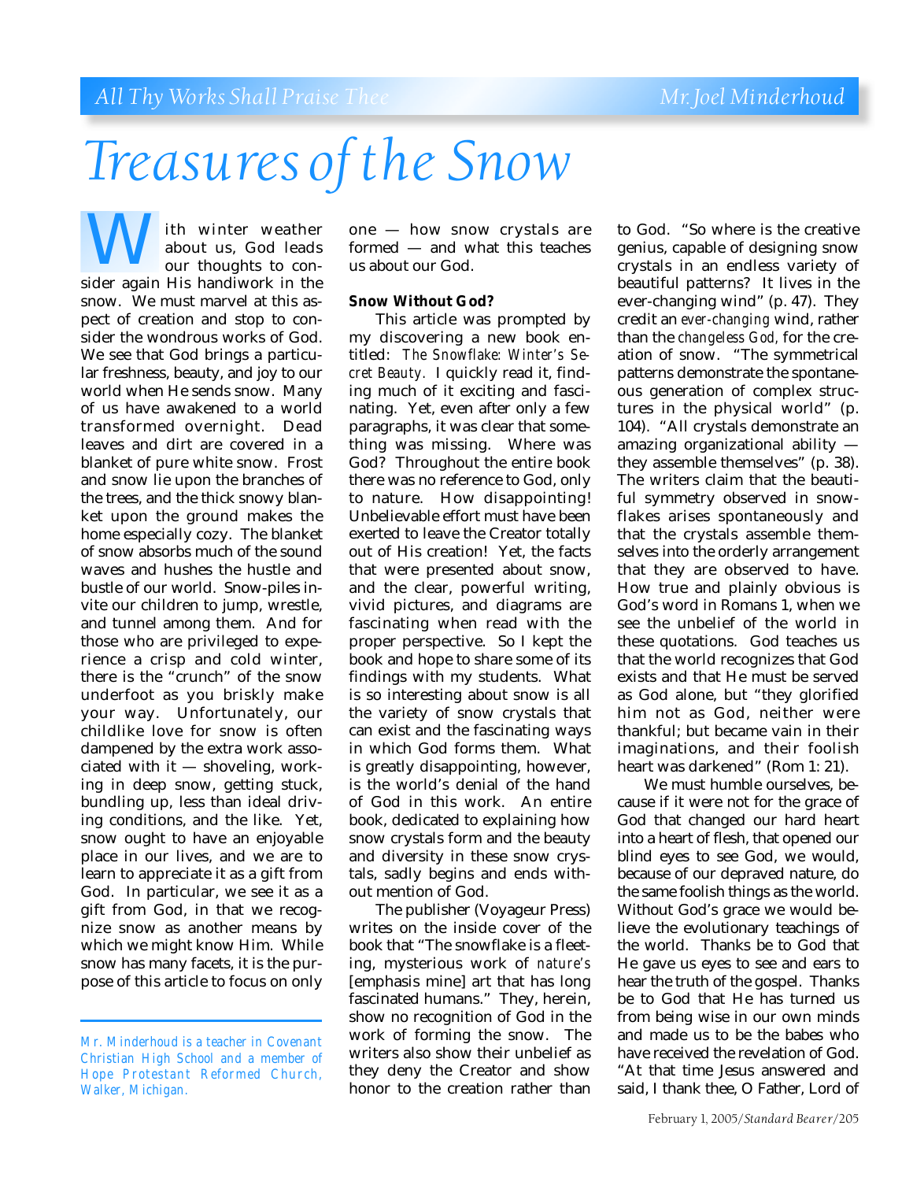All Thy Works Shall Praise Thee — Mr. Joel Minderhoud

# Treasures of the Snow

With winter weather about us, God leads our thoughts to consider again His handiwork in the snow. We must marvel at this aspect of creation and stop to consider the wondrous works of God. We see that God brings a particular freshness, beauty, and joy to our world when He sends snow. Many of us have awakened to a world transformed overnight. Dead leaves and dirt are covered in a blanket of pure white snow. Frost and snow lie upon the branches of the trees, and the thick snowy blanket upon the ground makes the home especially cozy. The blanket of snow absorbs much of the sound waves and hushes the hustle and bustle of our world. Snow-piles invite our children to jump, wrestle, and tunnel among them. And for those who are privileged to experience a crisp and cold winter, there is the "crunch" of the snow underfoot as you briskly make your way. Unfortunately, our childlike love for snow is often dampened by the extra work associated with it — shoveling, working in deep snow, getting stuck, bundling up, less than ideal driving conditions, and the like. Yet, snow ought to have an enjoyable place in our lives, and we are to learn to appreciate it as a gift from God. In particular, we see it as a gift from God, in that we recognize snow as another means by which we might know Him. While snow has many facets, it is the purpose of this article to focus on only one — how snow crystals are formed — and what this teaches us about our God.

**Snow Without God?**

This article was prompted by my discovering a new book entitled: *The Snowflake: Winter's Secret Beauty.* I quickly read it, finding much of it exciting and fascinating. Yet, even after only a few paragraphs, it was clear that something was missing. Where was God? Throughout the entire book there was no reference to God, only to nature. How disappointing! Unbelievable effort must have been exerted to leave the Creator totally out of His creation! Yet, the facts that were presented about snow, and the clear, powerful writing, vivid pictures, and diagrams are fascinating when read with the proper perspective. So I kept the book and hope to share some of its findings with my students. What is so interesting about snow is all the variety of snow crystals that can exist and the fascinating ways in which God forms them. What is greatly disappointing, however, is the world's denial of the hand of God in this work. An entire book, dedicated to explaining how snow crystals form and the beauty and diversity in these snow crystals, sadly begins and ends without mention of God.

The publisher (Voyageur Press) writes on the inside cover of the book that "The snowflake is a fleeting, mysterious work of *nature's* [emphasis mine] art that has long fascinated humans." They, herein, show no recognition of God in the work of forming the snow. The writers also show their unbelief as they deny the Creator and show honor to the creation rather than to God. "So where is the creative genius, capable of designing snow crystals in an endless variety of beautiful patterns? It lives in the ever-changing wind" (p. 47). They credit an *ever-changing* wind, rather than the *changeless God*, for the creation of snow. "The symmetrical patterns demonstrate the spontaneous generation of complex structures in the physical world" (p. 104). "All crystals demonstrate an amazing organizational ability — they assemble themselves" (p. 38). The writers claim that the beautiful symmetry observed in snowflakes arises spontaneously and that the crystals assemble themselves into the orderly arrangement that they are observed to have. How true and plainly obvious is God's word in Romans 1, when we see the unbelief of the world in these quotations. God teaches us that the world recognizes that God exists and that He must be served as God alone, but "they glorified him not as God, neither were thankful; but became vain in their imaginations, and their foolish heart was darkened" (Rom 1: 21).

We must humble ourselves, because if it were not for the grace of God that changed our hard heart into a heart of flesh, that opened our blind eyes to see God, we would, because of our depraved nature, do the same foolish things as the world. Without God's grace we would believe the evolutionary teachings of the world. Thanks be to God that He gave us eyes to see and ears to hear the truth of the gospel. Thanks be to God that He has turned us from being wise in our own minds and made us to be the babes who have received the revelation of God. "At that time Jesus answered and said, I thank thee, O Father, Lord of

---

*Mr. Minderhoud is a teacher in Covenant Christian High School and a member of Hope Protestant Reformed Church, Walker, Michigan.*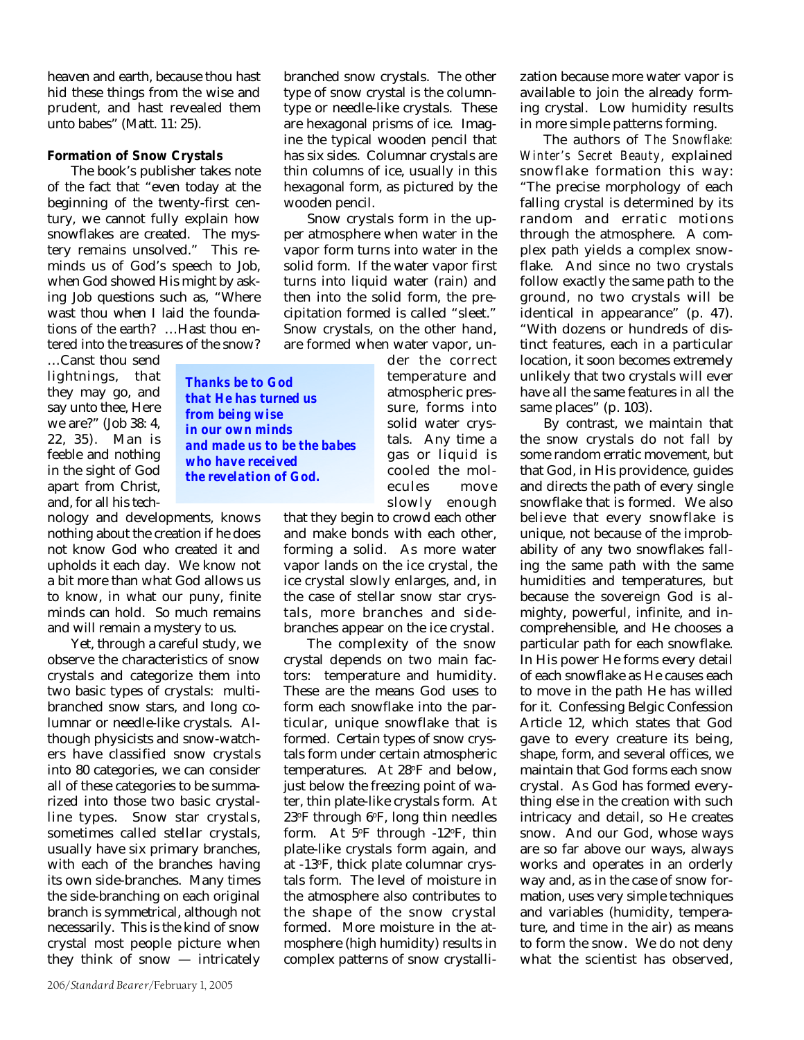heaven and earth, because thou hast hid these things from the wise and prudent, and hast revealed them unto babes" (Matt. 11: 25).

**Formation of Snow Crystals**

The book's publisher takes note of the fact that "even today at the beginning of the twenty-first century, we cannot fully explain how snowflakes are created. The mystery remains unsolved." This reminds us of God's speech to Job, when God showed His might by asking Job questions such as, "Where wast thou when I laid the foundations of the earth? …Hast thou entered into the treasures of the snow? …Canst thou send lightnings, that they may go, and say unto thee, Here we are?" (Job 38: 4, 22, 35). Man is feeble and nothing in the sight of God apart from Christ, and, for all his technology and developments, knows nothing about the creation if he does not know God who created it and upholds it each day. We know not a bit more than what God allows us to know, in what our puny, finite minds can hold. So much remains and will remain a mystery to us.

**Thanks be to God that He has turned us from being wise in our own minds and made us to be the babes who have received the revelation of God.**

Yet, through a careful study, we observe the characteristics of snow crystals and categorize them into two basic types of crystals: multi-branched snow stars, and long columnar or needle-like crystals. Although physicists and snow-watchers have classified snow crystals into 80 categories, we can consider all of these categories to be summarized into those two basic crystalline types. Snow star crystals, sometimes called stellar crystals, usually have six primary branches, with each of the branches having its own side-branches. Many times the side-branching on each original branch is symmetrical, although not necessarily. This is the kind of snow crystal most people picture when they think of snow — intricately branched snow crystals. The other type of snow crystal is the column-type or needle-like crystals. These are hexagonal prisms of ice. Imagine the typical wooden pencil that has six sides. Columnar crystals are thin columns of ice, usually in this hexagonal form, as pictured by the wooden pencil.

Snow crystals form in the upper atmosphere when water in the vapor form turns into water in the solid form. If the water vapor first turns into liquid water (rain) and then into the solid form, the precipitation formed is called "sleet." Snow crystals, on the other hand, are formed when water vapor, under the correct temperature and atmospheric pressure, forms into solid water crystals. Any time a gas or liquid is cooled the molecules move slowly enough that they begin to crowd each other and make bonds with each other, forming a solid. As more water vapor lands on the ice crystal, the ice crystal slowly enlarges, and, in the case of stellar snow star crystals, more branches and side-branches appear on the ice crystal.

The complexity of the snow crystal depends on two main factors: temperature and humidity. These are the means God uses to form each snowflake into the particular, unique snowflake that is formed. Certain types of snow crystals form under certain atmospheric temperatures. At 28°F and below, just below the freezing point of water, thin plate-like crystals form. At 23°F through 6°F, long thin needles form. At 5°F through -12°F, thin plate-like crystals form again, and at -13°F, thick plate columnar crystals form. The level of moisture in the atmosphere also contributes to the shape of the snow crystal formed. More moisture in the atmosphere (high humidity) results in complex patterns of snow crystallization because more water vapor is available to join the already forming crystal. Low humidity results in more simple patterns forming.

The authors of *The Snowflake: Winter's Secret Beauty*, explained snowflake formation this way: "The precise morphology of each falling crystal is determined by its random and erratic motions through the atmosphere. A complex path yields a complex snowflake. And since no two crystals follow exactly the same path to the ground, no two crystals will be identical in appearance" (p. 47). "With dozens or hundreds of distinct features, each in a particular location, it soon becomes extremely unlikely that two crystals will ever have all the same features in all the same places" (p. 103).

By contrast, we maintain that the snow crystals do not fall by some random erratic movement, but that God, in His providence, guides and directs the path of every single snowflake that is formed. We also believe that every snowflake is unique, not because of the improbability of any two snowflakes falling the same path with the same humidities and temperatures, but because the sovereign God is almighty, powerful, infinite, and incomprehensible, and He chooses a particular path for each snowflake. In His power He forms every detail of each snowflake as He causes each to move in the path He has willed for it. Confessing Belgic Confession Article 12, which states that God gave to every creature its being, shape, form, and several offices, we maintain that God forms each snow crystal. As God has formed everything else in the creation with such intricacy and detail, so He creates snow. And our God, whose ways are so far above our ways, always works and operates in an orderly way and, as in the case of snow formation, uses very simple techniques and variables (humidity, temperature, and time in the air) as means to form the snow. We do not deny what the scientist has observed,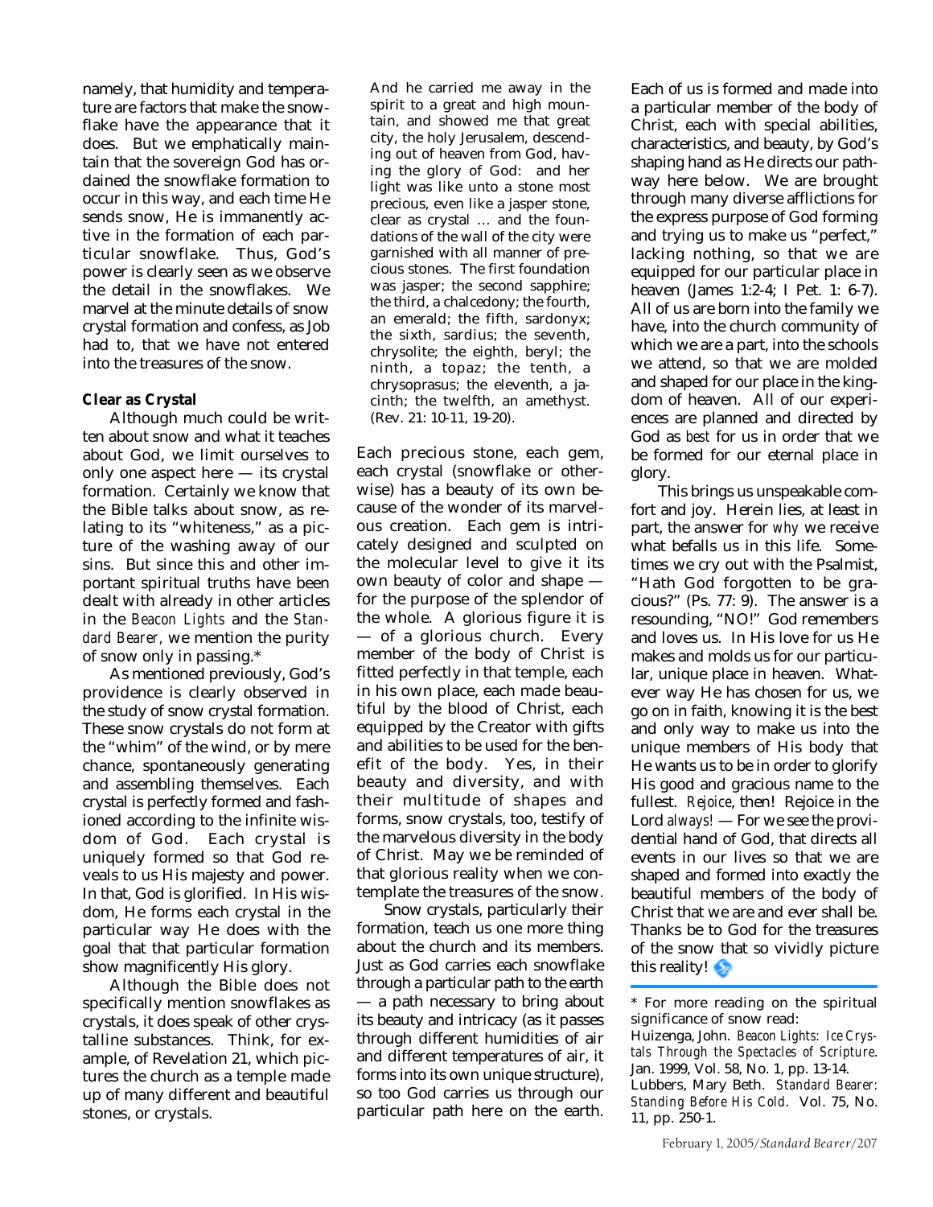namely, that humidity and temperature are factors that make the snowflake have the appearance that it does. But we emphatically maintain that the sovereign God has ordained the snowflake formation to occur in this way, and each time He sends snow, He is immanently active in the formation of each particular snowflake. Thus, God's power is clearly seen as we observe the detail in the snowflakes. We marvel at the minute details of snow crystal formation and confess, as Job had to, that we have not entered into the treasures of the snow.

**Clear as Crystal**

Although much could be written about snow and what it teaches about God, we limit ourselves to only one aspect here — its crystal formation. Certainly we know that the Bible talks about snow, as relating to its "whiteness," as a picture of the washing away of our sins. But since this and other important spiritual truths have been dealt with already in other articles in the *Beacon Lights* and the *Standard Bearer*, we mention the purity of snow only in passing.*

As mentioned previously, God's providence is clearly observed in the study of snow crystal formation. These snow crystals do not form at the "whim" of the wind, or by mere chance, spontaneously generating and assembling themselves. Each crystal is perfectly formed and fashioned according to the infinite wisdom of God. Each crystal is uniquely formed so that God reveals to us His majesty and power. In that, God is glorified. In His wisdom, He forms each crystal in the particular way He does with the goal that that particular formation show magnificently His glory.

Although the Bible does not specifically mention snowflakes as crystals, it does speak of other crystalline substances. Think, for example, of Revelation 21, which pictures the church as a temple made up of many different and beautiful stones, or crystals.

> And he carried me away in the spirit to a great and high mountain, and showed me that great city, the holy Jerusalem, descending out of heaven from God, having the glory of God: and her light was like unto a stone most precious, even like a jasper stone, clear as crystal … and the foundations of the wall of the city were garnished with all manner of precious stones. The first foundation was jasper; the second sapphire; the third, a chalcedony; the fourth, an emerald; the fifth, sardonyx; the sixth, sardius; the seventh, chrysolite; the eighth, beryl; the ninth, a topaz; the tenth, a chrysoprasus; the eleventh, a jacinth; the twelfth, an amethyst. (Rev. 21: 10-11, 19-20).

Each precious stone, each gem, each crystal (snowflake or otherwise) has a beauty of its own because of the wonder of its marvelous creation. Each gem is intricately designed and sculpted on the molecular level to give it its own beauty of color and shape — for the purpose of the splendor of the whole. A glorious figure it is — of a glorious church. Every member of the body of Christ is fitted perfectly in that temple, each in his own place, each made beautiful by the blood of Christ, each equipped by the Creator with gifts and abilities to be used for the benefit of the body. Yes, in their beauty and diversity, and with their multitude of shapes and forms, snow crystals, too, testify of the marvelous diversity in the body of Christ. May we be reminded of that glorious reality when we contemplate the treasures of the snow.

Snow crystals, particularly their formation, teach us one more thing about the church and its members. Just as God carries each snowflake through a particular path to the earth — a path necessary to bring about its beauty and intricacy (as it passes through different humidities of air and different temperatures of air, it forms into its own unique structure), so too God carries us through our particular path here on the earth. Each of us is formed and made into a particular member of the body of Christ, each with special abilities, characteristics, and beauty, by God's shaping hand as He directs our pathway here below. We are brought through many diverse afflictions for the express purpose of God forming and trying us to make us "perfect," lacking nothing, so that we are equipped for our particular place in heaven (James 1:2-4; I Pet. 1: 6-7). All of us are born into the family we have, into the church community of which we are a part, into the schools we attend, so that we are molded and shaped for our place in the kingdom of heaven. All of our experiences are planned and directed by God as *best* for us in order that we be formed for our eternal place in glory.

This brings us unspeakable comfort and joy. Herein lies, at least in part, the answer for *why* we receive what befalls us in this life. Sometimes we cry out with the Psalmist, "Hath God forgotten to be gracious?" (Ps. 77: 9). The answer is a resounding, "NO!" God remembers and loves us. In His love for us He makes and molds us for our particular, unique place in heaven. Whatever way He has chosen for us, we go on in faith, knowing it is the best and only way to make us into the unique members of His body that He wants us to be in order to glorify His good and gracious name to the fullest. *Rejoice*, then! Rejoice in the Lord *always!* — For we see the providential hand of God, that directs all events in our lives so that we are shaped and formed into exactly the beautiful members of the body of Christ that we are and ever shall be. Thanks be to God for the treasures of the snow that so vividly picture this reality!

---

* For more reading on the spiritual significance of snow read:

Huizenga, John. *Beacon Lights: Ice Crystals Through the Spectacles of Scripture*. Jan. 1999, Vol. 58, No. 1, pp. 13-14.

Lubbers, Mary Beth. *Standard Bearer: Standing Before His Cold*. Vol. 75, No. 11, pp. 250-1.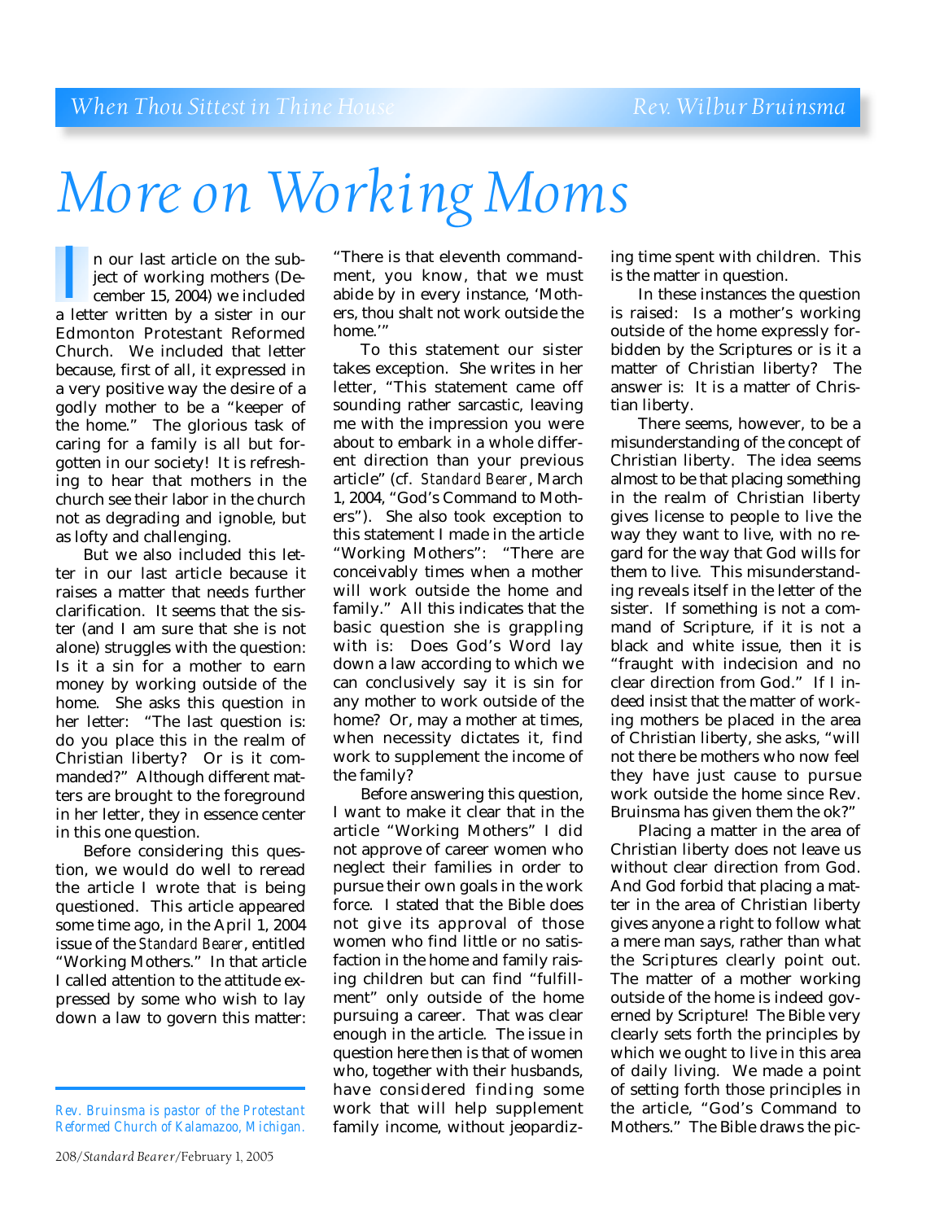# More on Working Moms

In our last article on the subject of working mothers (December 15, 2004) we included a letter written by a sister in our Edmonton Protestant Reformed Church. We included that letter because, first of all, it expressed in a very positive way the desire of a godly mother to be a "keeper of the home." The glorious task of caring for a family is all but forgotten in our society! It is refreshing to hear that mothers in the church see their labor in the church not as degrading and ignoble, but as lofty and challenging.

But we also included this letter in our last article because it raises a matter that needs further clarification. It seems that the sister (and I am sure that she is not alone) struggles with the question: Is it a sin for a mother to earn money by working outside of the home. She asks this question in her letter: "The last question is: do you place this in the realm of Christian liberty? Or is it commanded?" Although different matters are brought to the foreground in her letter, they in essence center in this one question.

Before considering this question, we would do well to reread the article I wrote that is being questioned. This article appeared some time ago, in the April 1, 2004 issue of the *Standard Bearer*, entitled "Working Mothers." In that article I called attention to the attitude expressed by some who wish to lay down a law to govern this matter: "There is that eleventh commandment, you know, that we must abide by in every instance, 'Mothers, thou shalt not work outside the home.'"

To this statement our sister takes exception. She writes in her letter, "This statement came off sounding rather sarcastic, leaving me with the impression you were about to embark in a whole different direction than your previous article" (cf. *Standard Bearer*, March 1, 2004, "God's Command to Mothers"). She also took exception to this statement I made in the article "Working Mothers": "There are conceivably times when a mother will work outside the home and family." All this indicates that the basic question she is grappling with is: Does God's Word lay down a law according to which we can conclusively say it is sin for any mother to work outside of the home? Or, may a mother at times, when necessity dictates it, find work to supplement the income of the family?

Before answering this question, I want to make it clear that in the article "Working Mothers" I did not approve of career women who neglect their families in order to pursue their own goals in the work force. I stated that the Bible does not give its approval of those women who find little or no satisfaction in the home and family raising children but can find "fulfillment" only outside of the home pursuing a career. That was clear enough in the article. The issue in question here then is that of women who, together with their husbands, have considered finding some work that will help supplement family income, without jeopardizing time spent with children. This is the matter in question.

In these instances the question is raised: Is a mother's working outside of the home expressly forbidden by the Scriptures or is it a matter of Christian liberty? The answer is: It is a matter of Christian liberty.

There seems, however, to be a misunderstanding of the concept of Christian liberty. The idea seems almost to be that placing something in the realm of Christian liberty gives license to people to live the way they want to live, with no regard for the way that God wills for them to live. This misunderstanding reveals itself in the letter of the sister. If something is not a command of Scripture, if it is not a black and white issue, then it is "fraught with indecision and no clear direction from God." If I indeed insist that the matter of working mothers be placed in the area of Christian liberty, she asks, "will not there be mothers who now feel they have just cause to pursue work outside the home since Rev. Bruinsma has given them the ok?"

Placing a matter in the area of Christian liberty does not leave us without clear direction from God. And God forbid that placing a matter in the area of Christian liberty gives anyone a right to follow what a mere man says, rather than what the Scriptures clearly point out. The matter of a mother working outside of the home is indeed governed by Scripture! The Bible very clearly sets forth the principles by which we ought to live in this area of daily living. We made a point of setting forth those principles in the article, "God's Command to Mothers." The Bible draws the pic-

---

*Rev. Bruinsma is pastor of the Protestant Reformed Church of Kalamazoo, Michigan.*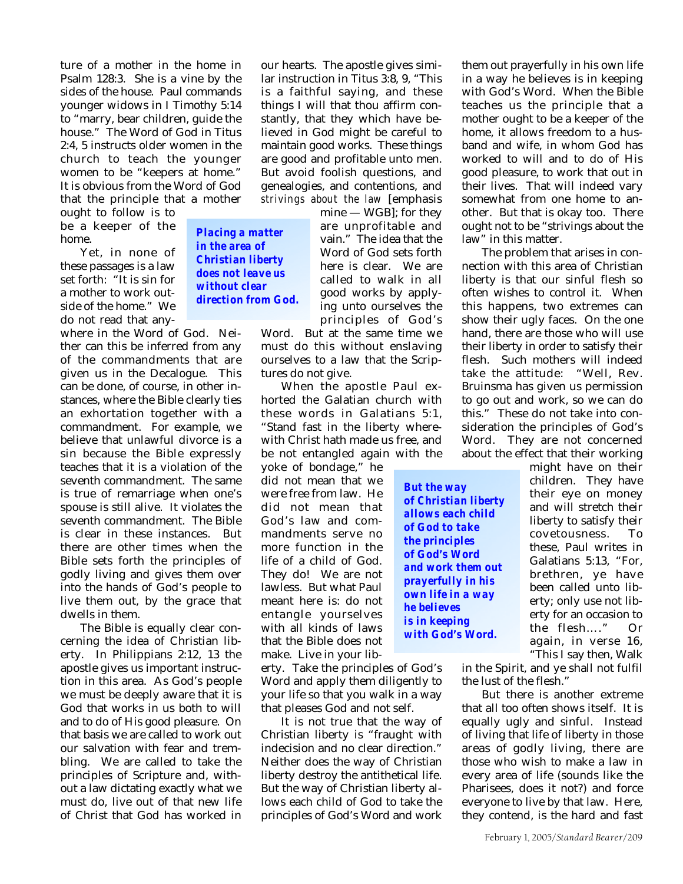ture of a mother in the home in Psalm 128:3. She is a vine by the sides of the house. Paul commands younger widows in I Timothy 5:14 to "marry, bear children, guide the house." The Word of God in Titus 2:4, 5 instructs older women in the church to teach the younger women to be "keepers at home." It is obvious from the Word of God that the principle that a mother ought to follow is to be a keeper of the home.

Yet, in none of these passages is a law set forth: "It is sin for a mother to work outside of the home." We do not read that anywhere in the Word of God. Neither can this be inferred from any of the commandments that are given us in the Decalogue. This can be done, of course, in other instances, where the Bible clearly ties an exhortation together with a commandment. For example, we believe that unlawful divorce is a sin because the Bible expressly teaches that it is a violation of the seventh commandment. The same is true of remarriage when one's spouse is still alive. It violates the seventh commandment. The Bible is clear in these instances. But there are other times when the Bible sets forth the principles of godly living and gives them over into the hands of God's people to live them out, by the grace that dwells in them.

The Bible is equally clear concerning the idea of Christian liberty. In Philippians 2:12, 13 the apostle gives us important instruction in this area. As God's people we must be deeply aware that it is God that works in us both to will and to do of His good pleasure. On that basis we are called to work out our salvation with fear and trembling. We are called to take the principles of Scripture and, without a law dictating exactly what we must do, live out of that new life of Christ that God has worked in our hearts. The apostle gives similar instruction in Titus 3:8, 9, "This is a faithful saying, and these things I will that thou affirm constantly, that they which have believed in God might be careful to maintain good works. These things are good and profitable unto men. But avoid foolish questions, and genealogies, and contentions, and *strivings about the law* [emphasis mine — WGB]; for they are unprofitable and vain." The idea that the Word of God sets forth here is clear. We are called to walk in all good works by applying unto ourselves the principles of God's Word. But at the same time we must do this without enslaving ourselves to a law that the Scriptures do not give.

**Placing a matter in the area of Christian liberty does not leave us without clear direction from God.**

When the apostle Paul exhorted the Galatian church with these words in Galatians 5:1, "Stand fast in the liberty wherewith Christ hath made us free, and be not entangled again with the yoke of bondage," he did not mean that we were free from law. He did not mean that God's law and commandments serve no more function in the life of a child of God. They do! We are not lawless. But what Paul meant here is: do not entangle yourselves with all kinds of laws that the Bible does not make. Live in your liberty. Take the principles of God's Word and apply them diligently to your life so that you walk in a way that pleases God and not self.

It is not true that the way of Christian liberty is "fraught with indecision and no clear direction." Neither does the way of Christian liberty destroy the antithetical life. But the way of Christian liberty allows each child of God to take the principles of God's Word and work them out prayerfully in his own life in a way he believes is in keeping with God's Word. When the Bible teaches us the principle that a mother ought to be a keeper of the home, it allows freedom to a husband and wife, in whom God has worked to will and to do of His good pleasure, to work that out in their lives. That will indeed vary somewhat from one home to another. But that is okay too. There ought not to be "strivings about the law" in this matter.

**But the way of Christian liberty allows each child of God to take the principles of God's Word and work them out prayerfully in his own life in a way he believes is in keeping with God's Word.**

The problem that arises in connection with this area of Christian liberty is that our sinful flesh so often wishes to control it. When this happens, two extremes can show their ugly faces. On the one hand, there are those who will use their liberty in order to satisfy their flesh. Such mothers will indeed take the attitude: "Well, Rev. Bruinsma has given us permission to go out and work, so we can do this." These do not take into consideration the principles of God's Word. They are not concerned about the effect that their working might have on their children. They have their eye on money and will stretch their liberty to satisfy their covetousness. To these, Paul writes in Galatians 5:13, "For, brethren, ye have been called unto liberty; only use not liberty for an occasion to the flesh...." Or again, in verse 16, "This I say then, Walk in the Spirit, and ye shall not fulfil the lust of the flesh."

But there is another extreme that all too often shows itself. It is equally ugly and sinful. Instead of living that life of liberty in those areas of godly living, there are those who wish to make a law in every area of life (sounds like the Pharisees, does it not?) and force everyone to live by that law. Here, they contend, is the hard and fast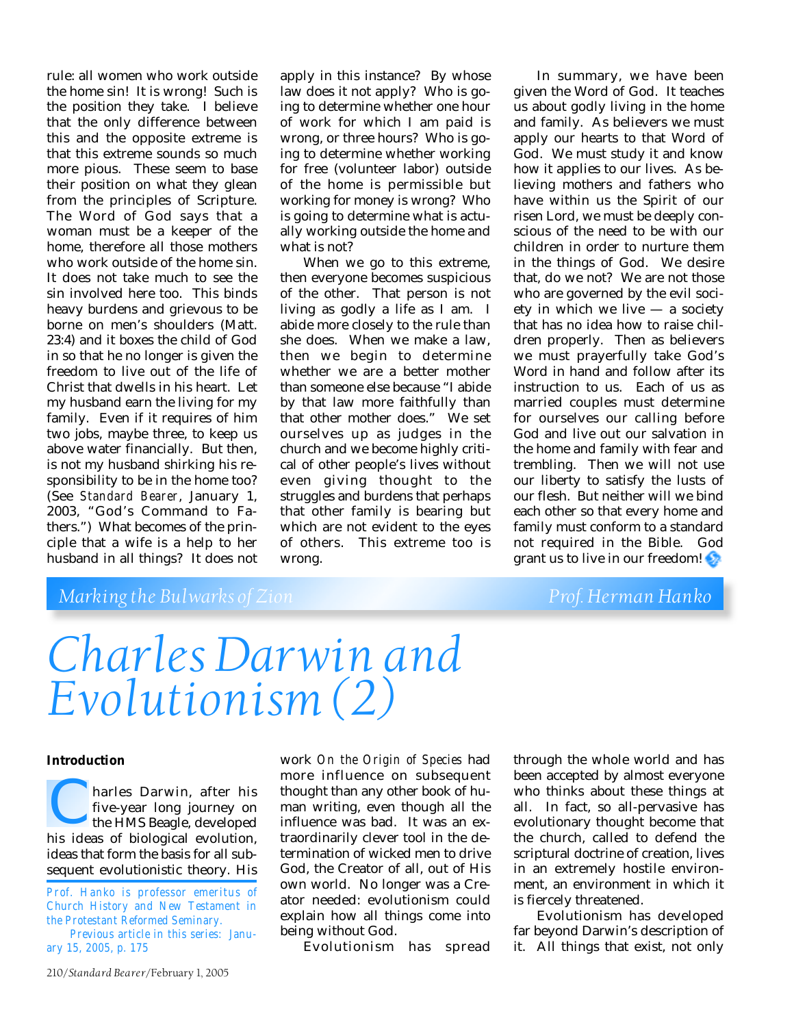rule: all women who work outside the home sin! It is wrong! Such is the position they take. I believe that the only difference between this and the opposite extreme is that this extreme sounds so much more pious. These seem to base their position on what they glean from the principles of Scripture. The Word of God says that a woman must be a keeper of the home, therefore all those mothers who work outside of the home sin. It does not take much to see the sin involved here too. This binds heavy burdens and grievous to be borne on men's shoulders (Matt. 23:4) and it boxes the child of God in so that he no longer is given the freedom to live out of the life of Christ that dwells in his heart. Let my husband earn the living for my family. Even if it requires of him two jobs, maybe three, to keep us above water financially. But then, is not my husband shirking his responsibility to be in the home too? (See *Standard Bearer*, January 1, 2003, "God's Command to Fathers.") What becomes of the principle that a wife is a help to her husband in all things? It does not apply in this instance? By whose law does it not apply? Who is going to determine whether one hour of work for which I am paid is wrong, or three hours? Who is going to determine whether working for free (volunteer labor) outside of the home is permissible but working for money is wrong? Who is going to determine what is actually working outside the home and what is not?

When we go to this extreme, then everyone becomes suspicious of the other. That person is not living as godly a life as I am. I abide more closely to the rule than she does. When we make a law, then we begin to determine whether we are a better mother than someone else because "I abide by that law more faithfully than that other mother does." We set ourselves up as judges in the church and we become highly critical of other people's lives without even giving thought to the struggles and burdens that perhaps that other family is bearing but which are not evident to the eyes of others. This extreme too is wrong.

In summary, we have been given the Word of God. It teaches us about godly living in the home and family. As believers we must apply our hearts to that Word of God. We must study it and know how it applies to our lives. As believing mothers and fathers who have within us the Spirit of our risen Lord, we must be deeply conscious of the need to be with our children in order to nurture them in the things of God. We desire that, do we not? We are not those who are governed by the evil society in which we live — a society that has no idea how to raise children properly. Then as believers we must prayerfully take God's Word in hand and follow after its instruction to us. Each of us as married couples must determine for ourselves our calling before God and live out our salvation in the home and family with fear and trembling. Then we will not use our liberty to satisfy the lusts of our flesh. But neither will we bind each other so that every home and family must conform to a standard not required in the Bible. God grant us to live in our freedom!

*Marking the Bulwarks of Zion* — *Prof. Herman Hanko*

# Charles Darwin and Evolutionism (2)

**Introduction**

Charles Darwin, after his five-year long journey on the HMS Beagle, developed his ideas of biological evolution, ideas that form the basis for all subsequent evolutionistic theory. His work *On the Origin of Species* had more influence on subsequent thought than any other book of human writing, even though all the influence was bad. It was an extraordinarily clever tool in the determination of wicked men to drive God, the Creator of all, out of His own world. No longer was a Creator needed: evolutionism could explain how all things come into being without God.

Evolutionism has spread through the whole world and has been accepted by almost everyone who thinks about these things at all. In fact, so all-pervasive has evolutionary thought become that the church, called to defend the scriptural doctrine of creation, lives in an extremely hostile environment, an environment in which it is fiercely threatened.

Evolutionism has developed far beyond Darwin's description of it. All things that exist, not only

*Prof. Hanko is professor emeritus of Church History and New Testament in the Protestant Reformed Seminary.*

*Previous article in this series: January 15, 2005, p. 175*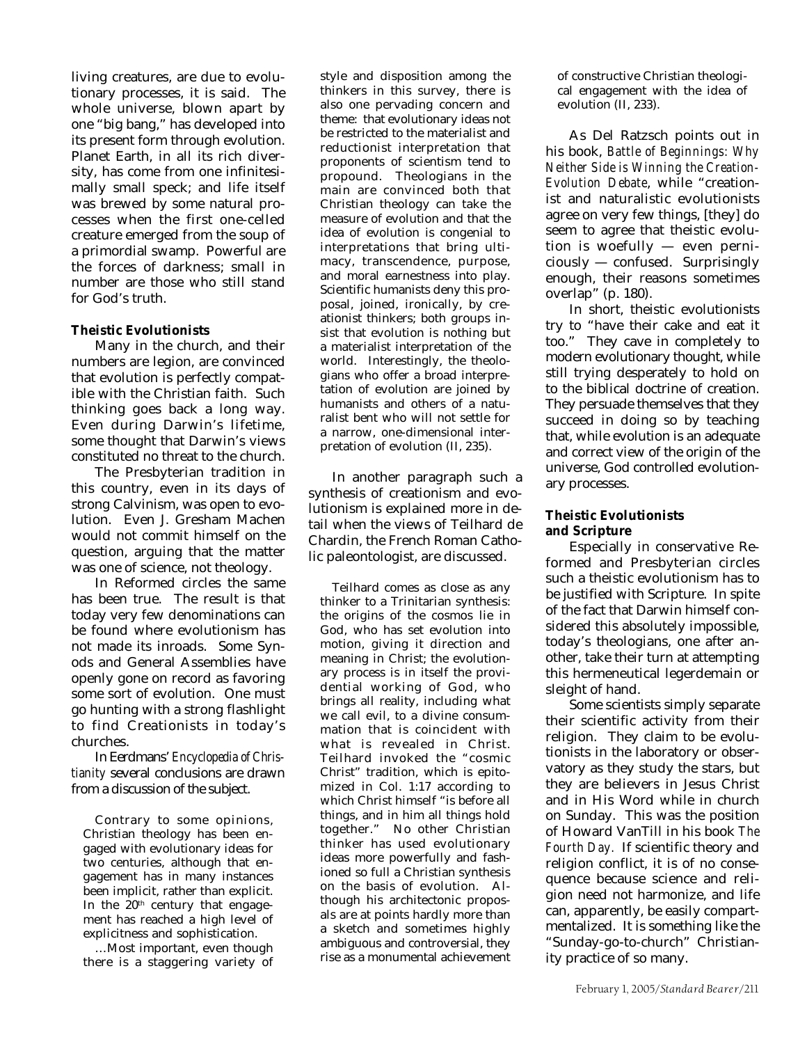living creatures, are due to evolutionary processes, it is said. The whole universe, blown apart by one "big bang," has developed into its present form through evolution. Planet Earth, in all its rich diversity, has come from one infinitesimally small speck; and life itself was brewed by some natural processes when the first one-celled creature emerged from the soup of a primordial swamp. Powerful are the forces of darkness; small in number are those who still stand for God's truth.

**Theistic Evolutionists**

Many in the church, and their numbers are legion, are convinced that evolution is perfectly compatible with the Christian faith. Such thinking goes back a long way. Even during Darwin's lifetime, some thought that Darwin's views constituted no threat to the church.

The Presbyterian tradition in this country, even in its days of strong Calvinism, was open to evolution. Even J. Gresham Machen would not commit himself on the question, arguing that the matter was one of science, not theology.

In Reformed circles the same has been true. The result is that today very few denominations can be found where evolutionism has not made its inroads. Some Synods and General Assemblies have openly gone on record as favoring some sort of evolution. One must go hunting with a strong flashlight to find Creationists in today's churches.

In Eerdmans' *Encyclopedia of Christianity* several conclusions are drawn from a discussion of the subject.

> Contrary to some opinions, Christian theology has been engaged with evolutionary ideas for two centuries, although that engagement has in many instances been implicit, rather than explicit. In the 20th century that engagement has reached a high level of explicitness and sophistication.
>
> …Most important, even though there is a staggering variety of style and disposition among the thinkers in this survey, there is also one pervading concern and theme: that evolutionary ideas not be restricted to the materialist and reductionist interpretation that proponents of scientism tend to propound. Theologians in the main are convinced both that Christian theology can take the measure of evolution and that the idea of evolution is congenial to interpretations that bring ultimacy, transcendence, purpose, and moral earnestness into play. Scientific humanists deny this proposal, joined, ironically, by creationist thinkers; both groups insist that evolution is nothing but a materialist interpretation of the world. Interestingly, the theologians who offer a broad interpretation of evolution are joined by humanists and others of a naturalist bent who will not settle for a narrow, one-dimensional interpretation of evolution (II, 235).

In another paragraph such a synthesis of creationism and evolutionism is explained more in detail when the views of Teilhard de Chardin, the French Roman Catholic paleontologist, are discussed.

> Teilhard comes as close as any thinker to a Trinitarian synthesis: the origins of the cosmos lie in God, who has set evolution into motion, giving it direction and meaning in Christ; the evolutionary process is in itself the providential working of God, who brings all reality, including what we call evil, to a divine consummation that is coincident with what is revealed in Christ. Teilhard invoked the "cosmic Christ" tradition, which is epitomized in Col. 1:17 according to which Christ himself "is before all things, and in him all things hold together." No other Christian thinker has used evolutionary ideas more powerfully and fashioned so full a Christian synthesis on the basis of evolution. Although his architectonic proposals are at points hardly more than a sketch and sometimes highly ambiguous and controversial, they rise as a monumental achievement of constructive Christian theological engagement with the idea of evolution (II, 233).

As Del Ratzsch points out in his book, *Battle of Beginnings: Why Neither Side is Winning the Creation-Evolution Debate*, while "creationist and naturalistic evolutionists agree on very few things, [they] do seem to agree that theistic evolution is woefully — even perniciously — confused. Surprisingly enough, their reasons sometimes overlap" (p. 180).

In short, theistic evolutionists try to "have their cake and eat it too." They cave in completely to modern evolutionary thought, while still trying desperately to hold on to the biblical doctrine of creation. They persuade themselves that they succeed in doing so by teaching that, while evolution is an adequate and correct view of the origin of the universe, God controlled evolutionary processes.

**Theistic Evolutionists and Scripture**

Especially in conservative Reformed and Presbyterian circles such a theistic evolutionism has to be justified with Scripture. In spite of the fact that Darwin himself considered this absolutely impossible, today's theologians, one after another, take their turn at attempting this hermeneutical legerdemain or sleight of hand.

Some scientists simply separate their scientific activity from their religion. They claim to be evolutionists in the laboratory or observatory as they study the stars, but they are believers in Jesus Christ and in His Word while in church on Sunday. This was the position of Howard VanTill in his book *The Fourth Day*. If scientific theory and religion conflict, it is of no consequence because science and religion need not harmonize, and life can, apparently, be easily compartmentalized. It is something like the "Sunday-go-to-church" Christianity practice of so many.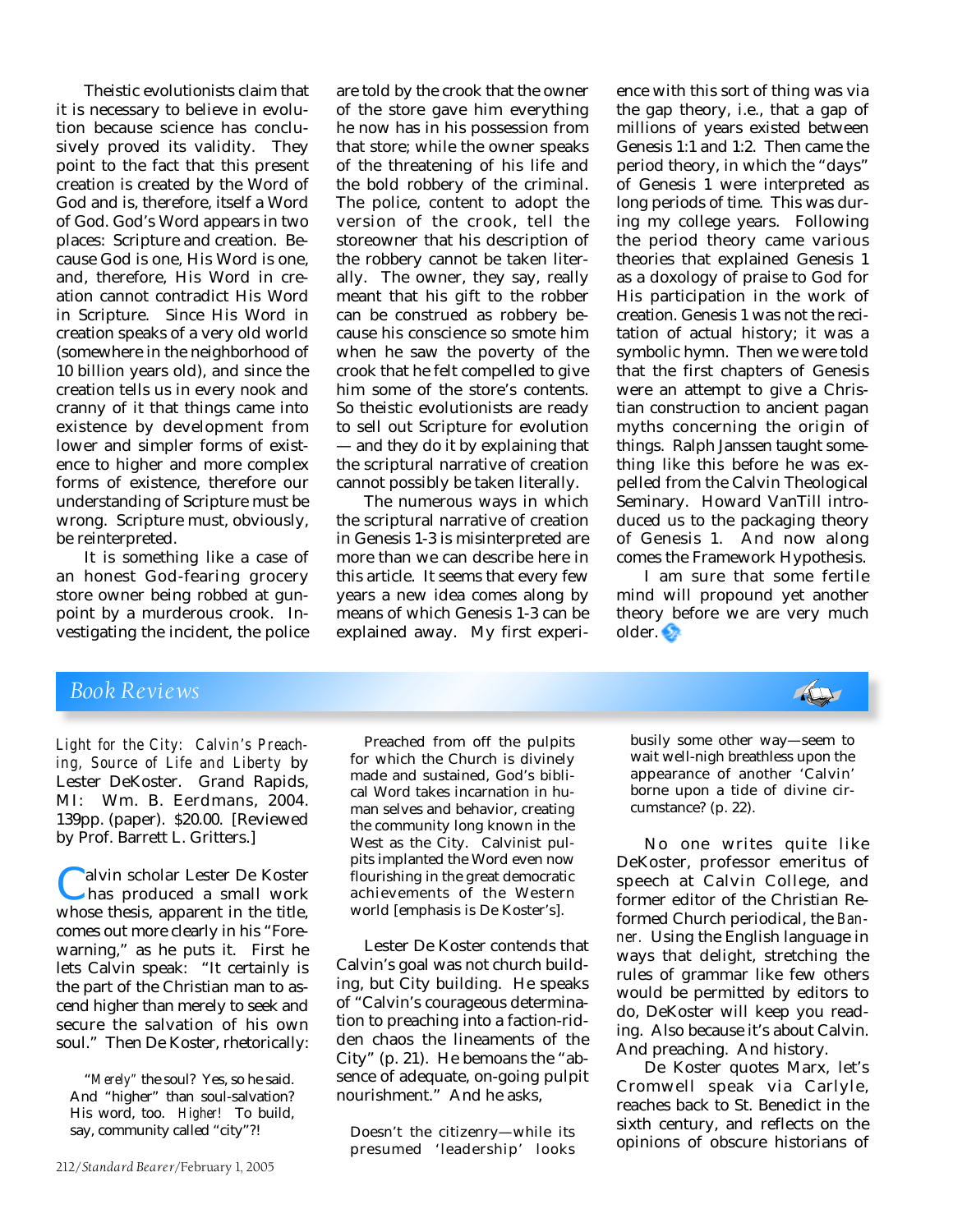Theistic evolutionists claim that it is necessary to believe in evolution because science has conclusively proved its validity. They point to the fact that this present creation is created by the Word of God and is, therefore, itself a Word of God. God's Word appears in two places: Scripture and creation. Because God is one, His Word is one, and, therefore, His Word in creation cannot contradict His Word in Scripture. Since His Word in creation speaks of a very old world (somewhere in the neighborhood of 10 billion years old), and since the creation tells us in every nook and cranny of it that things came into existence by development from lower and simpler forms of existence to higher and more complex forms of existence, therefore our understanding of Scripture must be wrong. Scripture must, obviously, be reinterpreted.

It is something like a case of an honest God-fearing grocery store owner being robbed at gunpoint by a murderous crook. Investigating the incident, the police are told by the crook that the owner of the store gave him everything he now has in his possession from that store; while the owner speaks of the threatening of his life and the bold robbery of the criminal. The police, content to adopt the version of the crook, tell the storeowner that his description of the robbery cannot be taken literally. The owner, they say, really meant that his gift to the robber can be construed as robbery because his conscience so smote him when he saw the poverty of the crook that he felt compelled to give him some of the store's contents. So theistic evolutionists are ready to sell out Scripture for evolution — and they do it by explaining that the scriptural narrative of creation cannot possibly be taken literally.

The numerous ways in which the scriptural narrative of creation in Genesis 1-3 is misinterpreted are more than we can describe here in this article. It seems that every few years a new idea comes along by means of which Genesis 1-3 can be explained away. My first experience with this sort of thing was via the gap theory, i.e., that a gap of millions of years existed between Genesis 1:1 and 1:2. Then came the period theory, in which the "days" of Genesis 1 were interpreted as long periods of time. This was during my college years. Following the period theory came various theories that explained Genesis 1 as a doxology of praise to God for His participation in the work of creation. Genesis 1 was not the recitation of actual history; it was a symbolic hymn. Then we were told that the first chapters of Genesis were an attempt to give a Christian construction to ancient pagan myths concerning the origin of things. Ralph Janssen taught something like this before he was expelled from the Calvin Theological Seminary. Howard VanTill introduced us to the packaging theory of Genesis 1. And now along comes the Framework Hypothesis.

I am sure that some fertile mind will propound yet another theory before we are very much older.

## Book Reviews

*Light for the City: Calvin's Preaching, Source of Life and Liberty* by Lester DeKoster. Grand Rapids, MI: Wm. B. Eerdmans, 2004. 139pp. (paper). $20.00. [Reviewed by Prof. Barrett L. Gritters.]

Calvin scholar Lester De Koster has produced a small work whose thesis, apparent in the title, comes out more clearly in his "Forewarning," as he puts it. First he lets Calvin speak: "It certainly is the part of the Christian man to ascend higher than merely to seek and secure the salvation of his own soul." Then De Koster, rhetorically:

> "*Merely*" the soul? Yes, so he said. And "higher" than soul-salvation? His word, too. *Higher!* To build, say, community called "city"?!

> Preached from off the pulpits for which the Church is divinely made and sustained, God's biblical Word takes incarnation in human selves and behavior, creating the community long known in the West as the City. Calvinist pulpits implanted the Word even now flourishing in the great democratic achievements of the Western world [emphasis is De Koster's].

Lester De Koster contends that Calvin's goal was not church building, but City building. He speaks of "Calvin's courageous determination to preaching into a faction-ridden chaos the lineaments of the City" (p. 21). He bemoans the "absence of adequate, on-going pulpit nourishment." And he asks,

> Doesn't the citizenry—while its presumed 'leadership' looks busily some other way—seem to wait well-nigh breathless upon the appearance of another 'Calvin' borne upon a tide of divine circumstance? (p. 22).

No one writes quite like DeKoster, professor emeritus of speech at Calvin College, and former editor of the Christian Reformed Church periodical, the *Banner*. Using the English language in ways that delight, stretching the rules of grammar like few others would be permitted by editors to do, DeKoster will keep you reading. Also because it's about Calvin. And preaching. And history.

De Koster quotes Marx, let's Cromwell speak via Carlyle, reaches back to St. Benedict in the sixth century, and reflects on the opinions of obscure historians of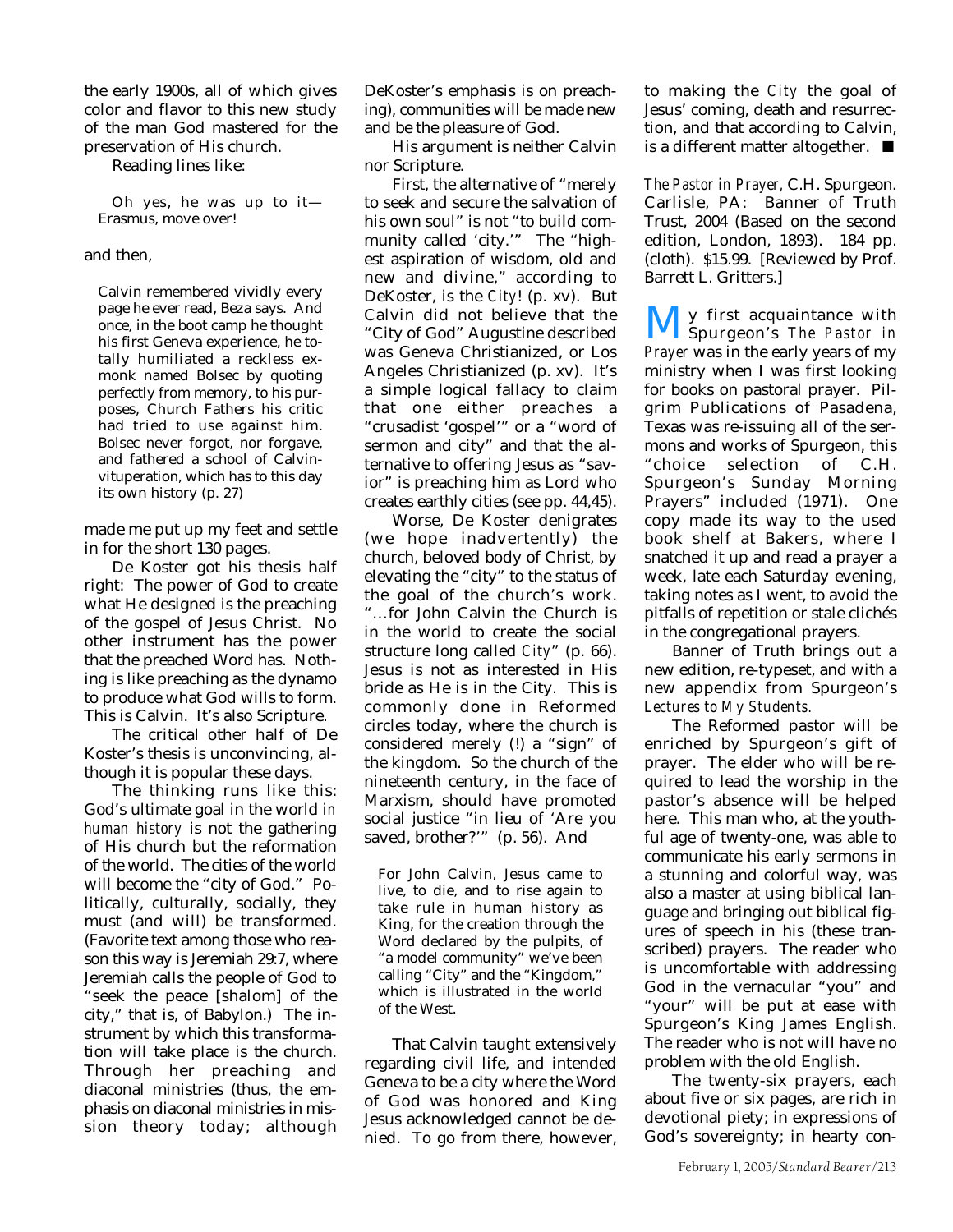the early 1900s, all of which gives color and flavor to this new study of the man God mastered for the preservation of His church.

Reading lines like:

> Oh yes, he was up to it—Erasmus, move over!

and then,

> Calvin remembered vividly every page he ever read, Beza says. And once, in the boot camp he thought his first Geneva experience, he totally humiliated a reckless ex-monk named Bolsec by quoting perfectly from memory, to his purposes, Church Fathers his critic had tried to use against him. Bolsec never forgot, nor forgave, and fathered a school of Calvin-vituperation, which has to this day its own history (p. 27)

made me put up my feet and settle in for the short 130 pages.

De Koster got his thesis half right: The power of God to create what He designed is the preaching of the gospel of Jesus Christ. No other instrument has the power that the preached Word has. Nothing is like preaching as the dynamo to produce what God wills to form. This is Calvin. It's also Scripture.

The critical other half of De Koster's thesis is unconvincing, although it is popular these days.

The thinking runs like this: God's ultimate goal in the world *in human history* is not the gathering of His church but the reformation of the world. The cities of the world will become the "city of God." Politically, culturally, socially, they must (and will) be transformed. (Favorite text among those who reason this way is Jeremiah 29:7, where Jeremiah calls the people of God to "seek the peace [shalom] of the city," that is, of Babylon.) The instrument by which this transformation will take place is the church. Through her preaching and diaconal ministries (thus, the emphasis on diaconal ministries in mission theory today; although DeKoster's emphasis is on preaching), communities will be made new and be the pleasure of God.

His argument is neither Calvin nor Scripture.

First, the alternative of "merely to seek and secure the salvation of his own soul" is not "to build community called 'city.'" The "highest aspiration of wisdom, old and new and divine," according to DeKoster, is the *City*! (p. xv). But Calvin did not believe that the "City of God" Augustine described was Geneva Christianized, or Los Angeles Christianized (p. xv). It's a simple logical fallacy to claim that one either preaches a "crusadist 'gospel'" or a "word of sermon and city" and that the alternative to offering Jesus as "savior" is preaching him as Lord who creates earthly cities (see pp. 44,45).

Worse, De Koster denigrates (we hope inadvertently) the church, beloved body of Christ, by elevating the "city" to the status of the goal of the church's work. "…for John Calvin the Church is in the world to create the social structure long called *City*" (p. 66). Jesus is not as interested in His bride as He is in the City. This is commonly done in Reformed circles today, where the church is considered merely (!) a "sign" of the kingdom. So the church of the nineteenth century, in the face of Marxism, should have promoted social justice "in lieu of 'Are you saved, brother?'" (p. 56). And

> For John Calvin, Jesus came to live, to die, and to rise again to take rule in human history as King, for the creation through the Word declared by the pulpits, of "a model community" we've been calling "City" and the "Kingdom," which is illustrated in the world of the West.

That Calvin taught extensively regarding civil life, and intended Geneva to be a city where the Word of God was honored and King Jesus acknowledged cannot be denied. To go from there, however, to making the *City* the goal of Jesus' coming, death and resurrection, and that according to Calvin, is a different matter altogether. ■

*The Pastor in Prayer*, C.H. Spurgeon. Carlisle, PA: Banner of Truth Trust, 2004 (Based on the second edition, London, 1893). 184 pp. (cloth). $15.99. [Reviewed by Prof. Barrett L. Gritters.]

My first acquaintance with Spurgeon's *The Pastor in Prayer* was in the early years of my ministry when I was first looking for books on pastoral prayer. Pilgrim Publications of Pasadena, Texas was re-issuing all of the sermons and works of Spurgeon, this "choice selection of C.H. Spurgeon's Sunday Morning Prayers" included (1971). One copy made its way to the used book shelf at Bakers, where I snatched it up and read a prayer a week, late each Saturday evening, taking notes as I went, to avoid the pitfalls of repetition or stale clichés in the congregational prayers.

Banner of Truth brings out a new edition, re-typeset, and with a new appendix from Spurgeon's *Lectures to My Students.*

The Reformed pastor will be enriched by Spurgeon's gift of prayer. The elder who will be required to lead the worship in the pastor's absence will be helped here. This man who, at the youthful age of twenty-one, was able to communicate his early sermons in a stunning and colorful way, was also a master at using biblical language and bringing out biblical figures of speech in his (these transcribed) prayers. The reader who is uncomfortable with addressing God in the vernacular "you" and "your" will be put at ease with Spurgeon's King James English. The reader who is not will have no problem with the old English.

The twenty-six prayers, each about five or six pages, are rich in devotional piety; in expressions of God's sovereignty; in hearty con-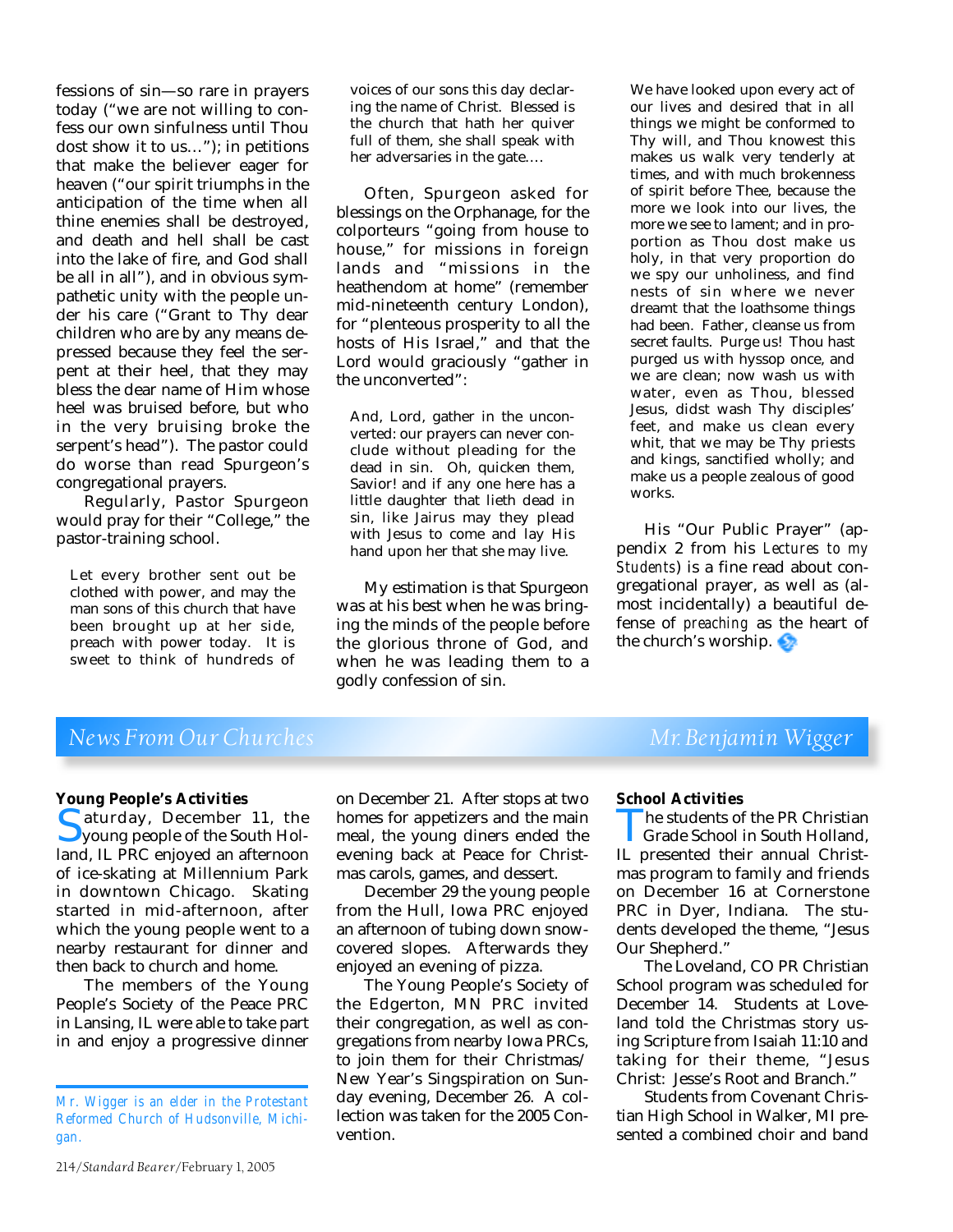fessions of sin—so rare in prayers today ("we are not willing to confess our own sinfulness until Thou dost show it to us..."); in petitions that make the believer eager for heaven ("our spirit triumphs in the anticipation of the time when all thine enemies shall be destroyed, and death and hell shall be cast into the lake of fire, and God shall be all in all"), and in obvious sympathetic unity with the people under his care ("Grant to Thy dear children who are by any means depressed because they feel the serpent at their heel, that they may bless the dear name of Him whose heel was bruised before, but who in the very bruising broke the serpent's head"). The pastor could do worse than read Spurgeon's congregational prayers.

Regularly, Pastor Spurgeon would pray for their "College," the pastor-training school.

> Let every brother sent out be clothed with power, and may the man sons of this church that have been brought up at her side, preach with power today. It is sweet to think of hundreds of voices of our sons this day declaring the name of Christ. Blessed is the church that hath her quiver full of them, she shall speak with her adversaries in the gate....

Often, Spurgeon asked for blessings on the Orphanage, for the colporteurs "going from house to house," for missions in foreign lands and "missions in the heathendom at home" (remember mid-nineteenth century London), for "plenteous prosperity to all the hosts of His Israel," and that the Lord would graciously "gather in the unconverted":

> And, Lord, gather in the unconverted: our prayers can never conclude without pleading for the dead in sin. Oh, quicken them, Savior! and if any one here has a little daughter that lieth dead in sin, like Jairus may they plead with Jesus to come and lay His hand upon her that she may live.

My estimation is that Spurgeon was at his best when he was bringing the minds of the people before the glorious throne of God, and when he was leading them to a godly confession of sin.

> We have looked upon every act of our lives and desired that in all things we might be conformed to Thy will, and Thou knowest this makes us walk very tenderly at times, and with much brokenness of spirit before Thee, because the more we look into our lives, the more we see to lament; and in proportion as Thou dost make us holy, in that very proportion do we spy our unholiness, and find nests of sin where we never dreamt that the loathsome things had been. Father, cleanse us from secret faults. Purge us! Thou hast purged us with hyssop once, and we are clean; now wash us with water, even as Thou, blessed Jesus, didst wash Thy disciples' feet, and make us clean every whit, that we may be Thy priests and kings, sanctified wholly; and make us a people zealous of good works.

His "Our Public Prayer" (appendix 2 from his *Lectures to my Students*) is a fine read about congregational prayer, as well as (almost incidentally) a beautiful defense of *preaching* as the heart of the church's worship.

## News From Our Churches

*Mr. Benjamin Wigger*

*Mr. Wigger is an elder in the Protestant Reformed Church of Hudsonville, Michigan.*

### Young People's Activities

Saturday, December 11, the young people of the South Holland, IL PRC enjoyed an afternoon of ice-skating at Millennium Park in downtown Chicago. Skating started in mid-afternoon, after which the young people went to a nearby restaurant for dinner and then back to church and home.

The members of the Young People's Society of the Peace PRC in Lansing, IL were able to take part in and enjoy a progressive dinner on December 21. After stops at two homes for appetizers and the main meal, the young diners ended the evening back at Peace for Christmas carols, games, and dessert.

December 29 the young people from the Hull, Iowa PRC enjoyed an afternoon of tubing down snow-covered slopes. Afterwards they enjoyed an evening of pizza.

The Young People's Society of the Edgerton, MN PRC invited their congregation, as well as congregations from nearby Iowa PRCs, to join them for their Christmas/New Year's Singspiration on Sunday evening, December 26. A collection was taken for the 2005 Convention.

### School Activities

The students of the PR Christian Grade School in South Holland, IL presented their annual Christmas program to family and friends on December 16 at Cornerstone PRC in Dyer, Indiana. The students developed the theme, "Jesus Our Shepherd."

The Loveland, CO PR Christian School program was scheduled for December 14. Students at Loveland told the Christmas story using Scripture from Isaiah 11:10 and taking for their theme, "Jesus Christ: Jesse's Root and Branch."

Students from Covenant Christian High School in Walker, MI presented a combined choir and band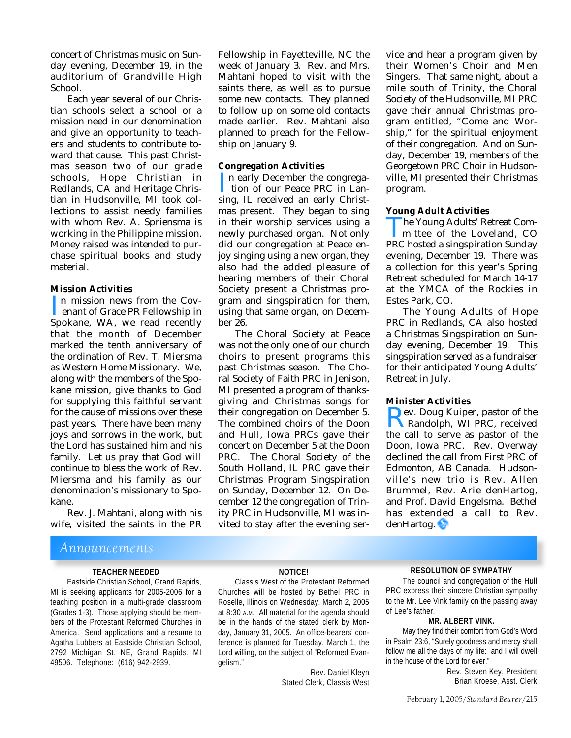concert of Christmas music on Sunday evening, December 19, in the auditorium of Grandville High School.

Each year several of our Christian schools select a school or a mission need in our denomination and give an opportunity to teachers and students to contribute toward that cause. This past Christmas season two of our grade schools, Hope Christian in Redlands, CA and Heritage Christian in Hudsonville, MI took collections to assist needy families with whom Rev. A. Spriensma is working in the Philippine mission. Money raised was intended to purchase spiritual books and study material.

### Mission Activities

In mission news from the Covenant of Grace PR Fellowship in Spokane, WA, we read recently that the month of December marked the tenth anniversary of the ordination of Rev. T. Miersma as Western Home Missionary. We, along with the members of the Spokane mission, give thanks to God for supplying this faithful servant for the cause of missions over these past years. There have been many joys and sorrows in the work, but the Lord has sustained him and his family. Let us pray that God will continue to bless the work of Rev. Miersma and his family as our denomination's missionary to Spokane.

Rev. J. Mahtani, along with his wife, visited the saints in the PR Fellowship in Fayetteville, NC the week of January 3. Rev. and Mrs. Mahtani hoped to visit with the saints there, as well as to pursue some new contacts. They planned to follow up on some old contacts made earlier. Rev. Mahtani also planned to preach for the Fellowship on January 9.

### Congregation Activities

In early December the congregation of our Peace PRC in Lansing, IL received an early Christmas present. They began to sing in their worship services using a newly purchased organ. Not only did our congregation at Peace enjoy singing using a new organ, they also had the added pleasure of hearing members of their Choral Society present a Christmas program and singspiration for them, using that same organ, on December 26.

The Choral Society at Peace was not the only one of our church choirs to present programs this past Christmas season. The Choral Society of Faith PRC in Jenison, MI presented a program of thanksgiving and Christmas songs for their congregation on December 5. The combined choirs of the Doon and Hull, Iowa PRCs gave their concert on December 5 at the Doon PRC. The Choral Society of the South Holland, IL PRC gave their Christmas Program Singspiration on Sunday, December 12. On December 12 the congregation of Trinity PRC in Hudsonville, MI was invited to stay after the evening service and hear a program given by their Women's Choir and Men Singers. That same night, about a mile south of Trinity, the Choral Society of the Hudsonville, MI PRC gave their annual Christmas program entitled, "Come and Worship," for the spiritual enjoyment of their congregation. And on Sunday, December 19, members of the Georgetown PRC Choir in Hudsonville, MI presented their Christmas program.

### Young Adult Activities

The Young Adults' Retreat Committee of the Loveland, CO PRC hosted a singspiration Sunday evening, December 19. There was a collection for this year's Spring Retreat scheduled for March 14-17 at the YMCA of the Rockies in Estes Park, CO.

The Young Adults of Hope PRC in Redlands, CA also hosted a Christmas Singspiration on Sunday evening, December 19. This singspiration served as a fundraiser for their anticipated Young Adults' Retreat in July.

### Minister Activities

Rev. Doug Kuiper, pastor of the Randolph, WI PRC, received the call to serve as pastor of the Doon, Iowa PRC. Rev. Overway declined the call from First PRC of Edmonton, AB Canada. Hudsonville's new trio is Rev. Allen Brummel, Rev. Arie denHartog, and Prof. David Engelsma. Bethel has extended a call to Rev. denHartog.

## Announcements

**TEACHER NEEDED**

Eastside Christian School, Grand Rapids, MI is seeking applicants for 2005-2006 for a teaching position in a multi-grade classroom (Grades 1-3). Those applying should be members of the Protestant Reformed Churches in America. Send applications and a resume to Agatha Lubbers at Eastside Christian School, 2792 Michigan St. NE, Grand Rapids, MI 49506. Telephone: (616) 942-2939.

**NOTICE!**

Classis West of the Protestant Reformed Churches will be hosted by Bethel PRC in Roselle, Illinois on Wednesday, March 2, 2005 at 8:30 A.M. All material for the agenda should be in the hands of the stated clerk by Monday, January 31, 2005. An office-bearers' conference is planned for Tuesday, March 1, the Lord willing, on the subject of "Reformed Evangelism."

Rev. Daniel Kleyn
Stated Clerk, Classis West

**RESOLUTION OF SYMPATHY**

The council and congregation of the Hull PRC express their sincere Christian sympathy to the Mr. Lee Vink family on the passing away of Lee's father,

**MR. ALBERT VINK.**

May they find their comfort from God's Word in Psalm 23:6, "Surely goodness and mercy shall follow me all the days of my life: and I will dwell in the house of the Lord for ever."

Rev. Steven Key, President
Brian Kroese, Asst. Clerk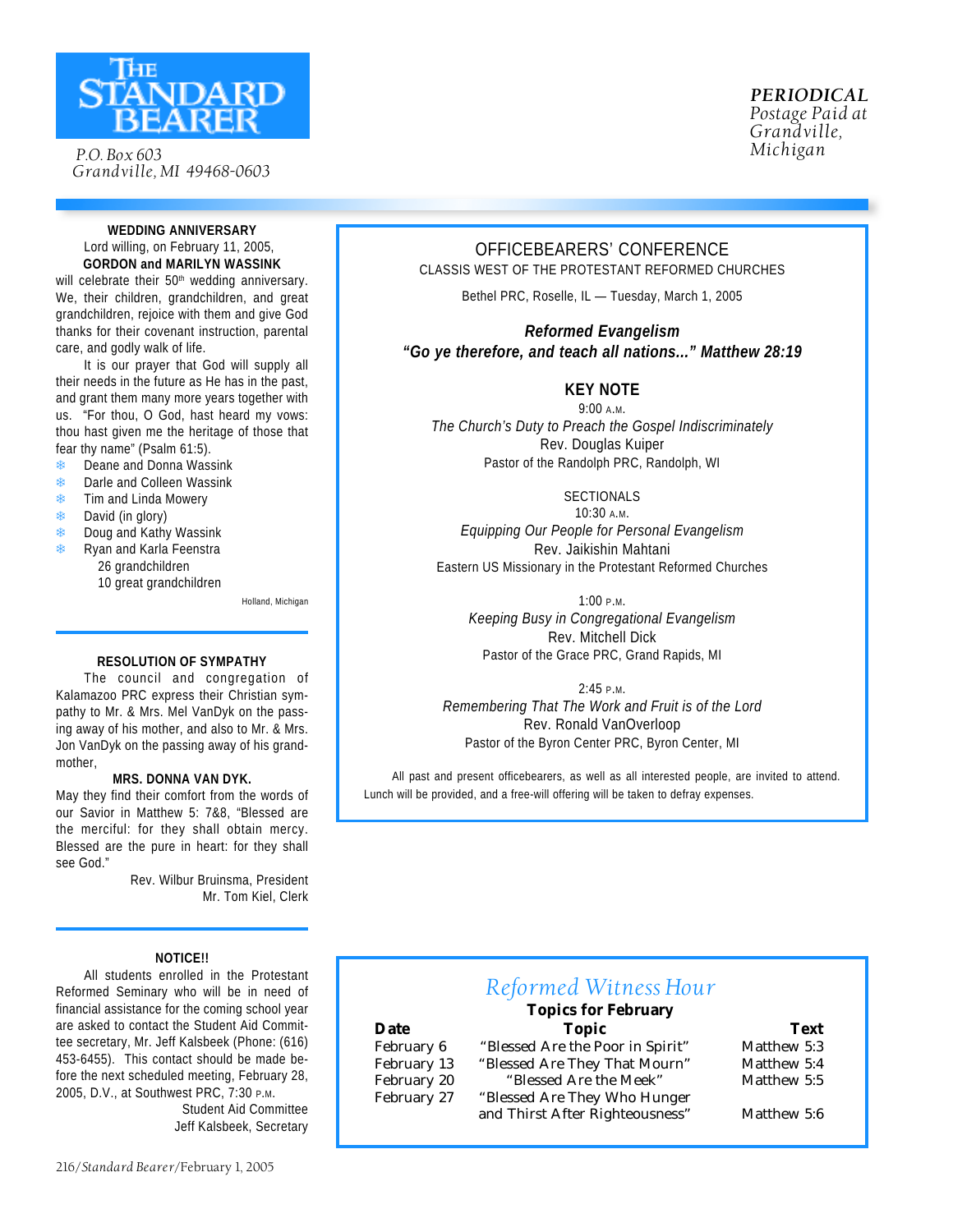# THE STANDARD BEARER

P.O. Box 603
Grandville, MI 49468-0603

***PERIODICAL***
*Postage Paid at Grandville, Michigan*

**WEDDING ANNIVERSARY**

Lord willing, on February 11, 2005,

**GORDON and MARILYN WASSINK**

will celebrate their 50th wedding anniversary. We, their children, grandchildren, and great grandchildren, rejoice with them and give God thanks for their covenant instruction, parental care, and godly walk of life.

It is our prayer that God will supply all their needs in the future as He has in the past, and grant them many more years together with us. "For thou, O God, hast heard my vows: thou hast given me the heritage of those that fear thy name" (Psalm 61:5).

- Deane and Donna Wassink
- Darle and Colleen Wassink
- Tim and Linda Mowery
- David (in glory)
- Doug and Kathy Wassink
- Ryan and Karla Feenstra

26 grandchildren
10 great grandchildren

Holland, Michigan

**RESOLUTION OF SYMPATHY**

The council and congregation of Kalamazoo PRC express their Christian sympathy to Mr. & Mrs. Mel VanDyk on the passing away of his mother, and also to Mr. & Mrs. Jon VanDyk on the passing away of his grandmother,

**MRS. DONNA VAN DYK.**

May they find their comfort from the words of our Savior in Matthew 5: 7&8, "Blessed are the merciful: for they shall obtain mercy. Blessed are the pure in heart: for they shall see God."

Rev. Wilbur Bruinsma, President
Mr. Tom Kiel, Clerk

**NOTICE!!**

All students enrolled in the Protestant Reformed Seminary who will be in need of financial assistance for the coming school year are asked to contact the Student Aid Committee secretary, Mr. Jeff Kalsbeek (Phone: (616) 453-6455). This contact should be made before the next scheduled meeting, February 28, 2005, D.V., at Southwest PRC, 7:30 P.M.

Student Aid Committee
Jeff Kalsbeek, Secretary

## OFFICEBEARERS' CONFERENCE

CLASSIS WEST OF THE PROTESTANT REFORMED CHURCHES

Bethel PRC, Roselle, IL — Tuesday, March 1, 2005

***Reformed Evangelism***
***"Go ye therefore, and teach all nations..." Matthew 28:19***

**KEY NOTE**

9:00 A.M.
*The Church's Duty to Preach the Gospel Indiscriminately*
Rev. Douglas Kuiper
Pastor of the Randolph PRC, Randolph, WI

SECTIONALS

10:30 A.M.
*Equipping Our People for Personal Evangelism*
Rev. Jaikishin Mahtani
Eastern US Missionary in the Protestant Reformed Churches

1:00 P.M.
*Keeping Busy in Congregational Evangelism*
Rev. Mitchell Dick
Pastor of the Grace PRC, Grand Rapids, MI

2:45 P.M.
*Remembering That The Work and Fruit is of the Lord*
Rev. Ronald VanOverloop
Pastor of the Byron Center PRC, Byron Center, MI

All past and present officebearers, as well as all interested people, are invited to attend. Lunch will be provided, and a free-will offering will be taken to defray expenses.

## *Reformed Witness Hour*

**Topics for February**

| Date | Topic | Text |
|---|---|---|
| February 6 | "Blessed Are the Poor in Spirit" | Matthew 5:3 |
| February 13 | "Blessed Are They That Mourn" | Matthew 5:4 |
| February 20 | "Blessed Are the Meek" | Matthew 5:5 |
| February 27 | "Blessed Are They Who Hunger and Thirst After Righteousness" | Matthew 5:6 |